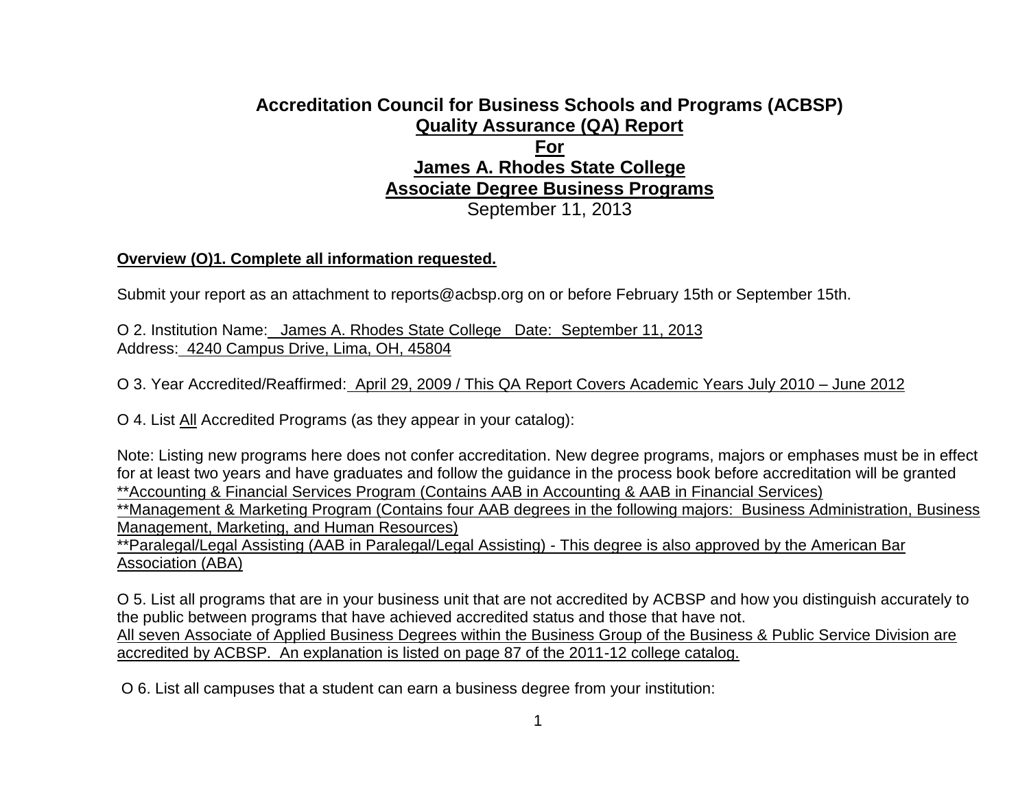# Accreditation Council for Business Schools and Programs (ACBSP)

## Quality Assurance (QA) Report

## For

## James A. Rhodes State College

## Associate Degree Business Programs

September 11, 2013

**Overview (O)1. Complete all information requested.**

Submit your report as an attachment to reports@acbsp.org on or before February 15th or September 15th.

O 2. Institution Name: James A. Rhodes State College Date: September 11, 2013
Address: 4240 Campus Drive, Lima, OH, 45804

O 3. Year Accredited/Reaffirmed: April 29, 2009 / This QA Report Covers Academic Years July 2010 – June 2012

O 4. List All Accredited Programs (as they appear in your catalog):

Note: Listing new programs here does not confer accreditation. New degree programs, majors or emphases must be in effect for at least two years and have graduates and follow the guidance in the process book before accreditation will be granted
**Accounting & Financial Services Program (Contains AAB in Accounting & AAB in Financial Services)
**Management & Marketing Program (Contains four AAB degrees in the following majors: Business Administration, Business Management, Marketing, and Human Resources)
**Paralegal/Legal Assisting (AAB in Paralegal/Legal Assisting) - This degree is also approved by the American Bar Association (ABA)

O 5. List all programs that are in your business unit that are not accredited by ACBSP and how you distinguish accurately to the public between programs that have achieved accredited status and those that have not.
All seven Associate of Applied Business Degrees within the Business Group of the Business & Public Service Division are accredited by ACBSP. An explanation is listed on page 87 of the 2011-12 college catalog.

O 6. List all campuses that a student can earn a business degree from your institution: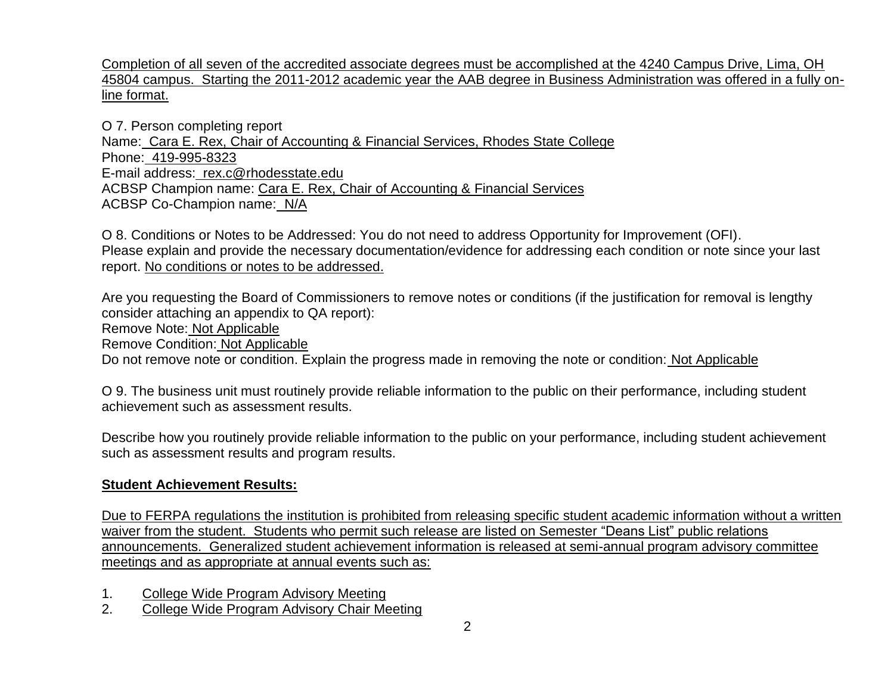Completion of all seven of the accredited associate degrees must be accomplished at the 4240 Campus Drive, Lima, OH 45804 campus. Starting the 2011-2012 academic year the AAB degree in Business Administration was offered in a fully on-line format.

O 7. Person completing report
Name: Cara E. Rex, Chair of Accounting & Financial Services, Rhodes State College
Phone: 419-995-8323
E-mail address: rex.c@rhodesstate.edu
ACBSP Champion name: Cara E. Rex, Chair of Accounting & Financial Services
ACBSP Co-Champion name: N/A

O 8. Conditions or Notes to be Addressed: You do not need to address Opportunity for Improvement (OFI).
Please explain and provide the necessary documentation/evidence for addressing each condition or note since your last report. No conditions or notes to be addressed.

Are you requesting the Board of Commissioners to remove notes or conditions (if the justification for removal is lengthy consider attaching an appendix to QA report):
Remove Note: Not Applicable
Remove Condition: Not Applicable
Do not remove note or condition. Explain the progress made in removing the note or condition: Not Applicable

O 9. The business unit must routinely provide reliable information to the public on their performance, including student achievement such as assessment results.

Describe how you routinely provide reliable information to the public on your performance, including student achievement such as assessment results and program results.

**Student Achievement Results:**

Due to FERPA regulations the institution is prohibited from releasing specific student academic information without a written waiver from the student. Students who permit such release are listed on Semester "Deans List" public relations announcements. Generalized student achievement information is released at semi-annual program advisory committee meetings and as appropriate at annual events such as:

1. College Wide Program Advisory Meeting
2. College Wide Program Advisory Chair Meeting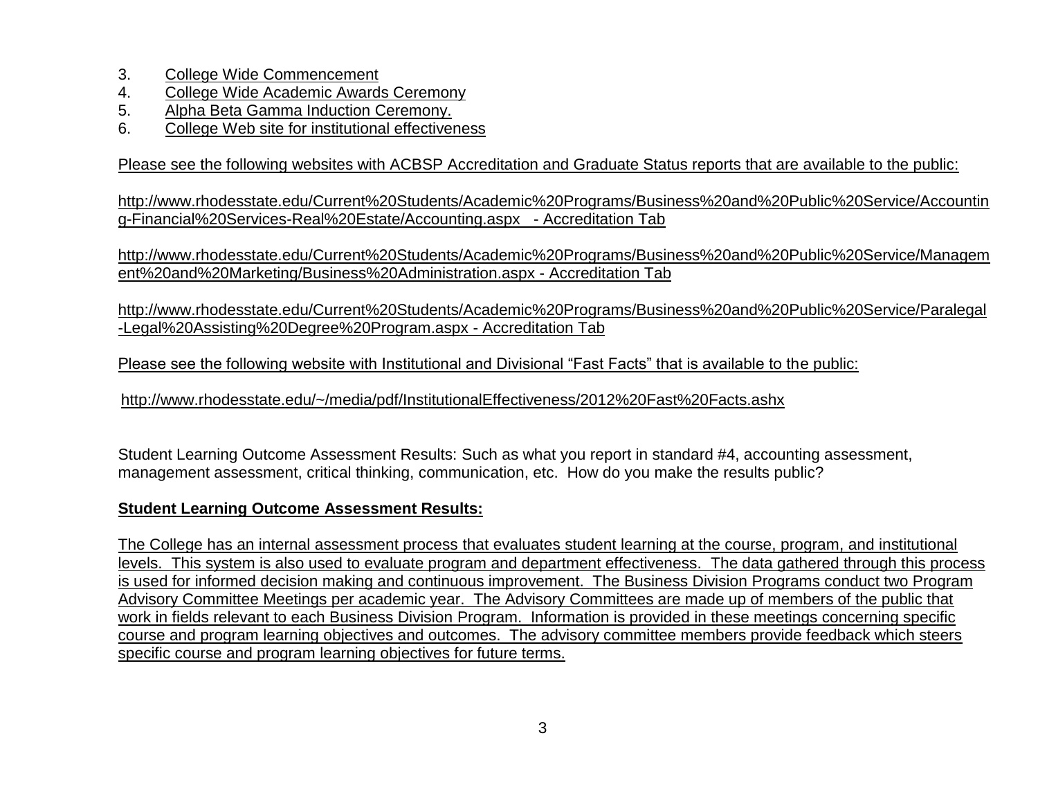3. College Wide Commencement
4. College Wide Academic Awards Ceremony
5. Alpha Beta Gamma Induction Ceremony.
6. College Web site for institutional effectiveness

Please see the following websites with ACBSP Accreditation and Graduate Status reports that are available to the public:

http://www.rhodesstate.edu/Current%20Students/Academic%20Programs/Business%20and%20Public%20Service/Accounting-Financial%20Services-Real%20Estate/Accounting.aspx - Accreditation Tab

http://www.rhodesstate.edu/Current%20Students/Academic%20Programs/Business%20and%20Public%20Service/Management%20and%20Marketing/Business%20Administration.aspx - Accreditation Tab

http://www.rhodesstate.edu/Current%20Students/Academic%20Programs/Business%20and%20Public%20Service/Paralegal-Legal%20Assisting%20Degree%20Program.aspx - Accreditation Tab

Please see the following website with Institutional and Divisional "Fast Facts" that is available to the public:

http://www.rhodesstate.edu/~/media/pdf/InstitutionalEffectiveness/2012%20Fast%20Facts.ashx

Student Learning Outcome Assessment Results: Such as what you report in standard #4, accounting assessment, management assessment, critical thinking, communication, etc. How do you make the results public?

**Student Learning Outcome Assessment Results:**

The College has an internal assessment process that evaluates student learning at the course, program, and institutional levels. This system is also used to evaluate program and department effectiveness. The data gathered through this process is used for informed decision making and continuous improvement. The Business Division Programs conduct two Program Advisory Committee Meetings per academic year. The Advisory Committees are made up of members of the public that work in fields relevant to each Business Division Program. Information is provided in these meetings concerning specific course and program learning objectives and outcomes. The advisory committee members provide feedback which steers specific course and program learning objectives for future terms.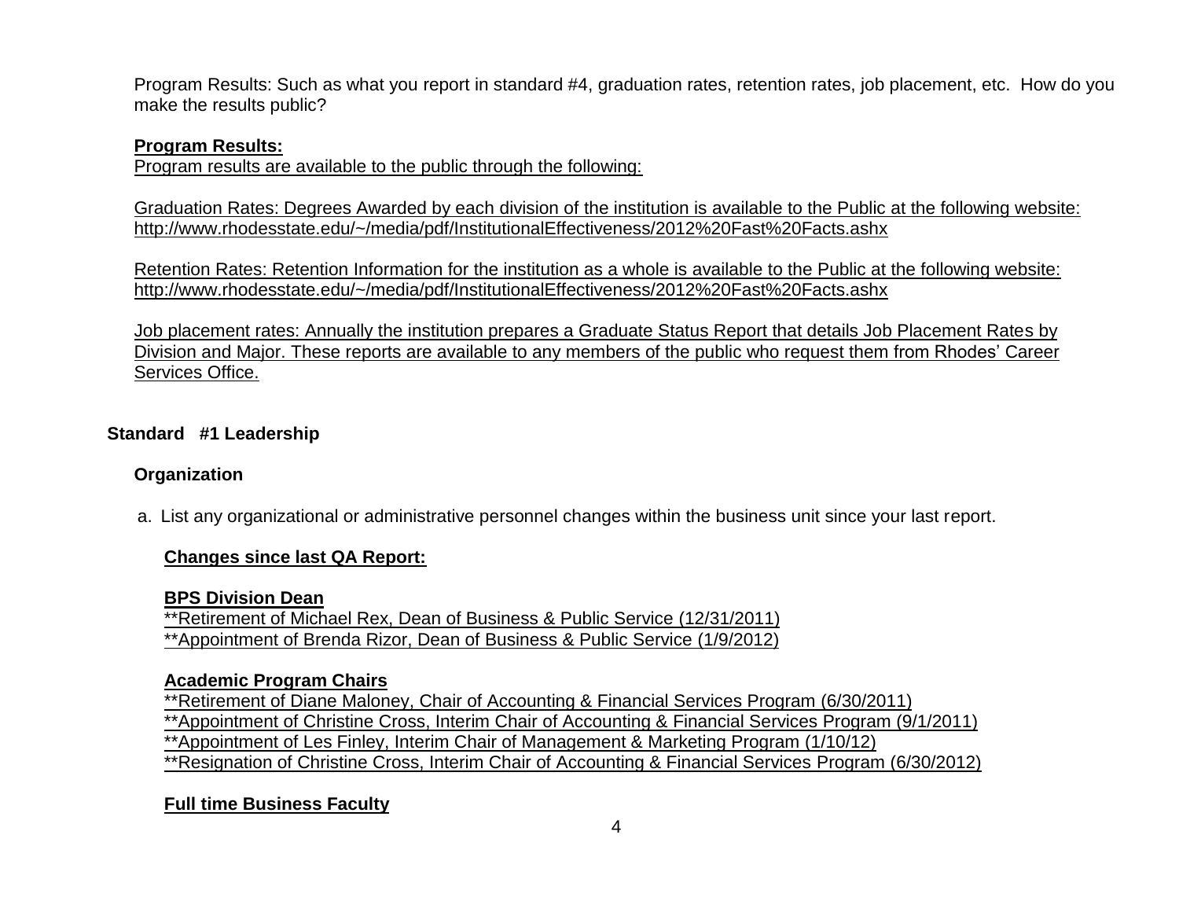Program Results: Such as what you report in standard #4, graduation rates, retention rates, job placement, etc. How do you make the results public?

**Program Results:**

Program results are available to the public through the following:

Graduation Rates: Degrees Awarded by each division of the institution is available to the Public at the following website: http://www.rhodesstate.edu/~/media/pdf/InstitutionalEffectiveness/2012%20Fast%20Facts.ashx

Retention Rates: Retention Information for the institution as a whole is available to the Public at the following website: http://www.rhodesstate.edu/~/media/pdf/InstitutionalEffectiveness/2012%20Fast%20Facts.ashx

Job placement rates: Annually the institution prepares a Graduate Status Report that details Job Placement Rates by Division and Major. These reports are available to any members of the public who request them from Rhodes' Career Services Office.

## Standard #1 Leadership

### Organization

a. List any organizational or administrative personnel changes within the business unit since your last report.

**Changes since last QA Report:**

**BPS Division Dean**

**Retirement of Michael Rex, Dean of Business & Public Service (12/31/2011)
**Appointment of Brenda Rizor, Dean of Business & Public Service (1/9/2012)

**Academic Program Chairs**

**Retirement of Diane Maloney, Chair of Accounting & Financial Services Program (6/30/2011)
**Appointment of Christine Cross, Interim Chair of Accounting & Financial Services Program (9/1/2011)
**Appointment of Les Finley, Interim Chair of Management & Marketing Program (1/10/12)
**Resignation of Christine Cross, Interim Chair of Accounting & Financial Services Program (6/30/2012)

**Full time Business Faculty**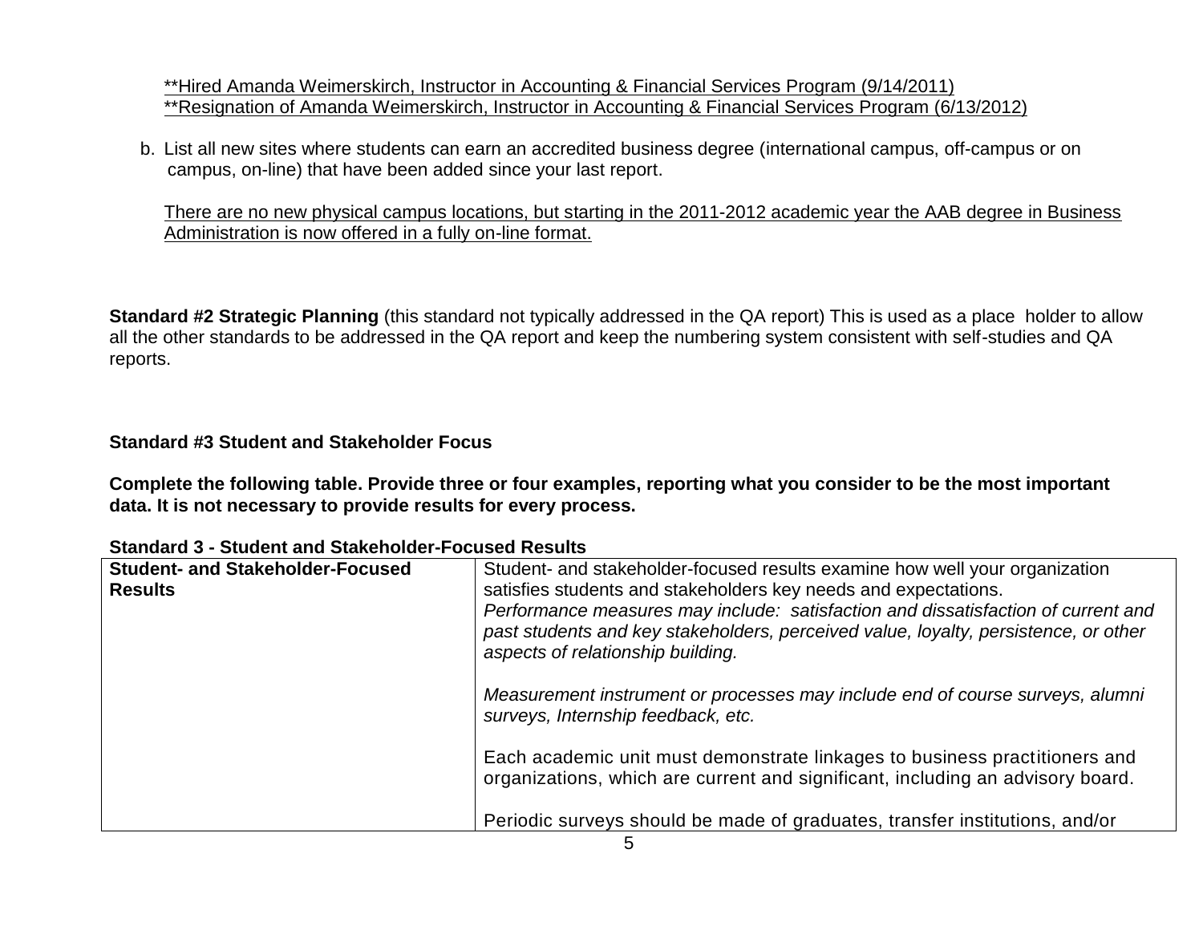**Hired Amanda Weimerskirch, Instructor in Accounting & Financial Services Program (9/14/2011)
**Resignation of Amanda Weimerskirch, Instructor in Accounting & Financial Services Program (6/13/2012)

b. List all new sites where students can earn an accredited business degree (international campus, off-campus or on campus, on-line) that have been added since your last report.

There are no new physical campus locations, but starting in the 2011-2012 academic year the AAB degree in Business Administration is now offered in a fully on-line format.

**Standard #2 Strategic Planning** (this standard not typically addressed in the QA report) This is used as a place holder to allow all the other standards to be addressed in the QA report and keep the numbering system consistent with self-studies and QA reports.

**Standard #3 Student and Stakeholder Focus**

**Complete the following table. Provide three or four examples, reporting what you consider to be the most important data. It is not necessary to provide results for every process.**

**Standard 3 - Student and Stakeholder-Focused Results**

| **Student- and Stakeholder-Focused Results** | Student- and stakeholder-focused results examine how well your organization satisfies students and stakeholders key needs and expectations.<br>*Performance measures may include: satisfaction and dissatisfaction of current and past students and key stakeholders, perceived value, loyalty, persistence, or other aspects of relationship building.*<br><br>*Measurement instrument or processes may include end of course surveys, alumni surveys, Internship feedback, etc.*<br><br>Each academic unit must demonstrate linkages to business practitioners and organizations, which are current and significant, including an advisory board.<br><br>Periodic surveys should be made of graduates, transfer institutions, and/or |
|---|---|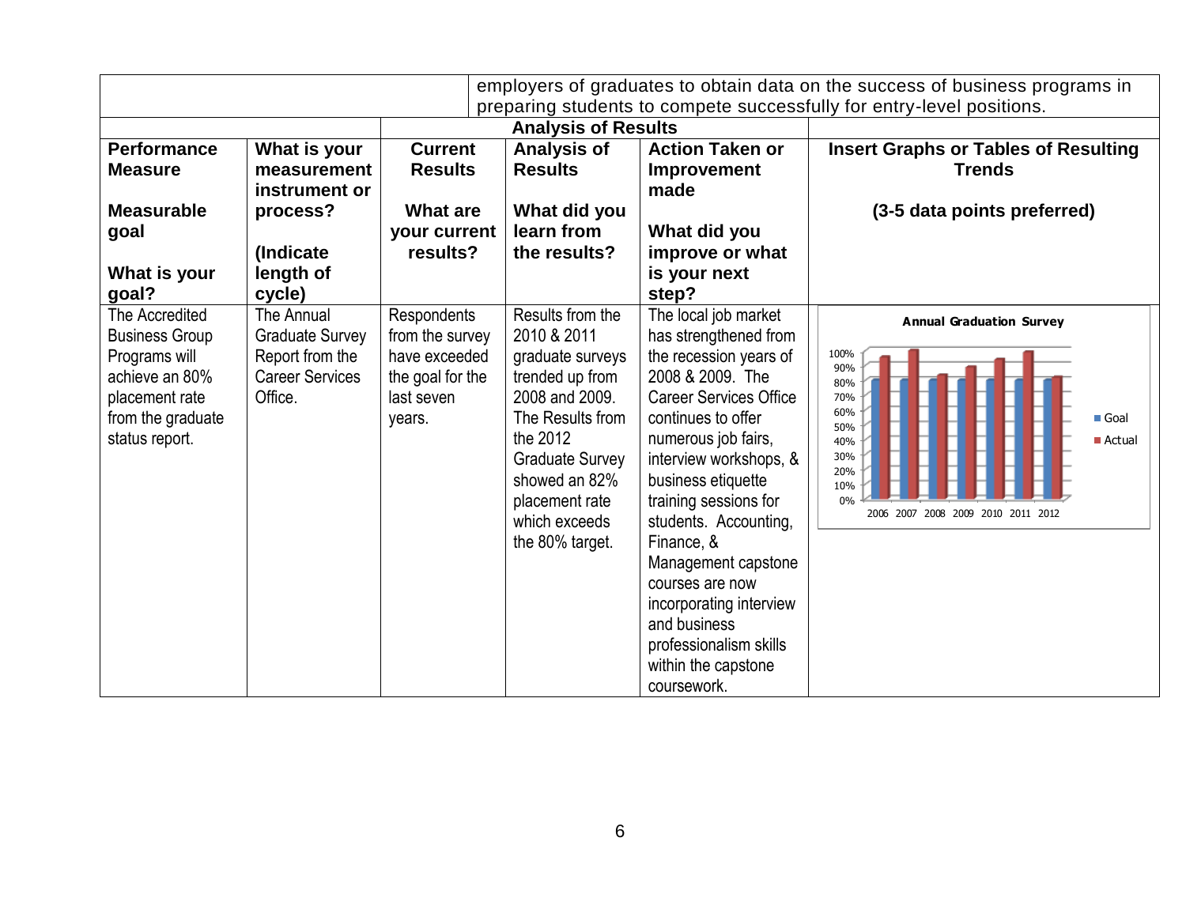| | | | employers of graduates to obtain data on the success of business programs in preparing students to compete successfully for entry-level positions. | | |
|---|---|---|---|---|---|
| | | **Analysis of Results** | | | |
| **Performance Measure**<br><br>**Measurable goal**<br><br>**What is your goal?** | **What is your measurement instrument or process?**<br><br>**(Indicate length of cycle)** | **Current Results**<br><br>**What are your current results?** | **Analysis of Results**<br><br>**What did you learn from the results?** | **Action Taken or Improvement made**<br><br>**What did you improve or what is your next step?** | **Insert Graphs or Tables of Resulting Trends**<br><br>**(3-5 data points preferred)** |
| The Accredited Business Group Programs will achieve an 80% placement rate from the graduate status report. | The Annual Graduate Survey Report from the Career Services Office. | Respondents from the survey have exceeded the goal for the last seven years. | Results from the 2010 & 2011 graduate surveys trended up from 2008 and 2009. The Results from the 2012 Graduate Survey showed an 82% placement rate which exceeds the 80% target. | The local job market has strengthened from the recession years of 2008 & 2009. The Career Services Office continues to offer numerous job fairs, interview workshops, & business etiquette training sessions for students. Accounting, Finance, & Management capstone courses are now incorporating interview and business professionalism skills within the capstone coursework. | **Annual Graduation Survey** (chart: Goal vs. Actual, 2006–2012) |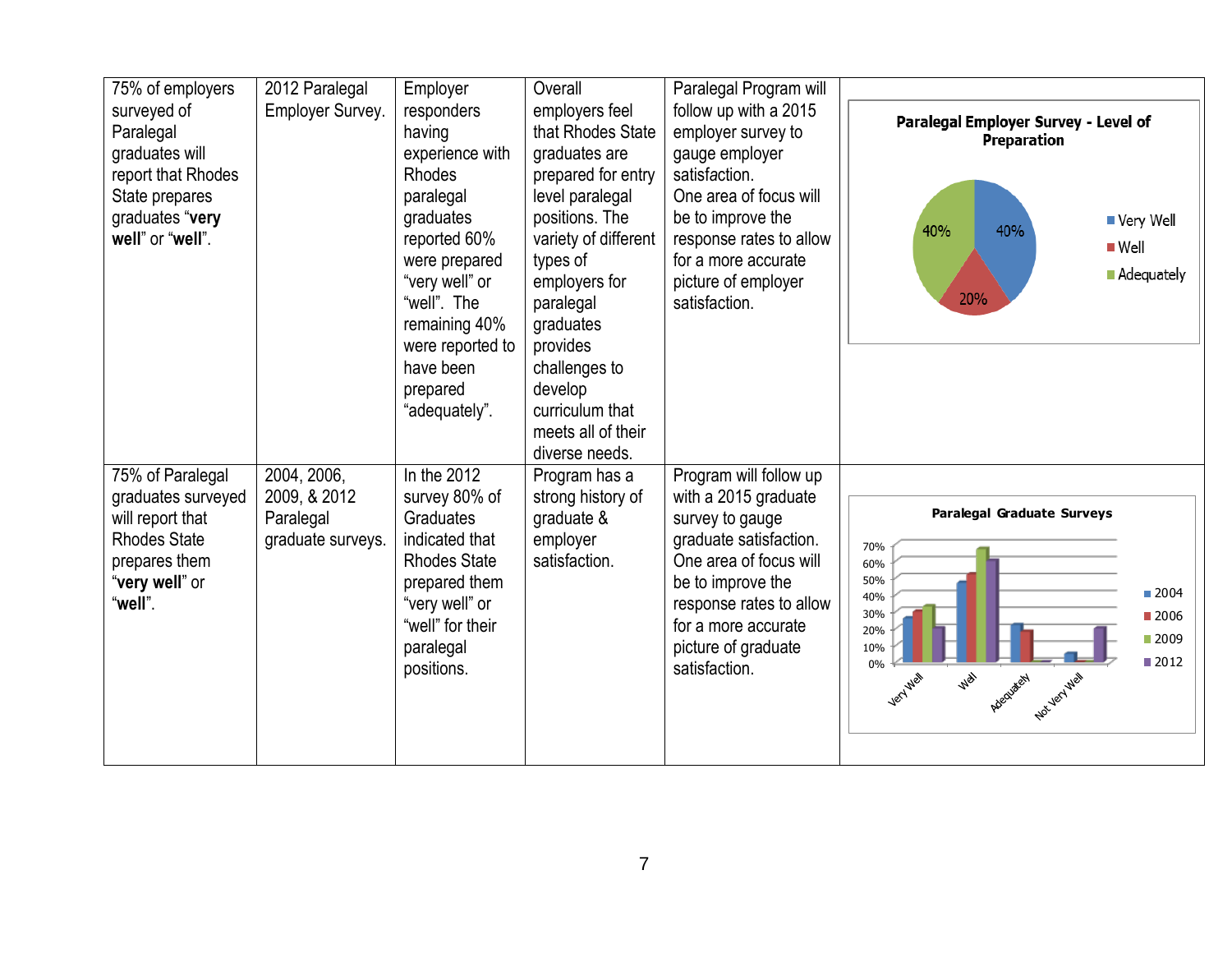| | | | | | |
|---|---|---|---|---|---|
| 75% of employers surveyed of Paralegal graduates will report that Rhodes State prepares graduates "**very well**" or "**well**". | 2012 Paralegal Employer Survey. | Employer responders having experience with Rhodes paralegal graduates reported 60% were prepared "very well" or "well". The remaining 40% were reported to have been prepared "adequately". | Overall employers feel that Rhodes State graduates are prepared for entry level paralegal positions. The variety of different types of employers for paralegal graduates provides challenges to develop curriculum that meets all of their diverse needs. | Paralegal Program will follow up with a 2015 employer survey to gauge employer satisfaction. One area of focus will be to improve the response rates to allow for a more accurate picture of employer satisfaction. | **Paralegal Employer Survey - Level of Preparation**<br>Very Well: 40%<br>Well: 20%<br>Adequately: 40% |
| 75% of Paralegal graduates surveyed will report that Rhodes State prepares them "**very well**" or "**well**". | 2004, 2006, 2009, & 2012 Paralegal graduate surveys. | In the 2012 survey 80% of Graduates indicated that Rhodes State prepared them "very well" or "well" for their paralegal positions. | Program has a strong history of graduate & employer satisfaction. | Program will follow up with a 2015 graduate survey to gauge graduate satisfaction. One area of focus will be to improve the response rates to allow for a more accurate picture of graduate satisfaction. | **Paralegal Graduate Surveys**<br>(Bar chart: Very Well, Well, Adequately, Not Very Well by 2004, 2006, 2009, 2012; 0%–70%) |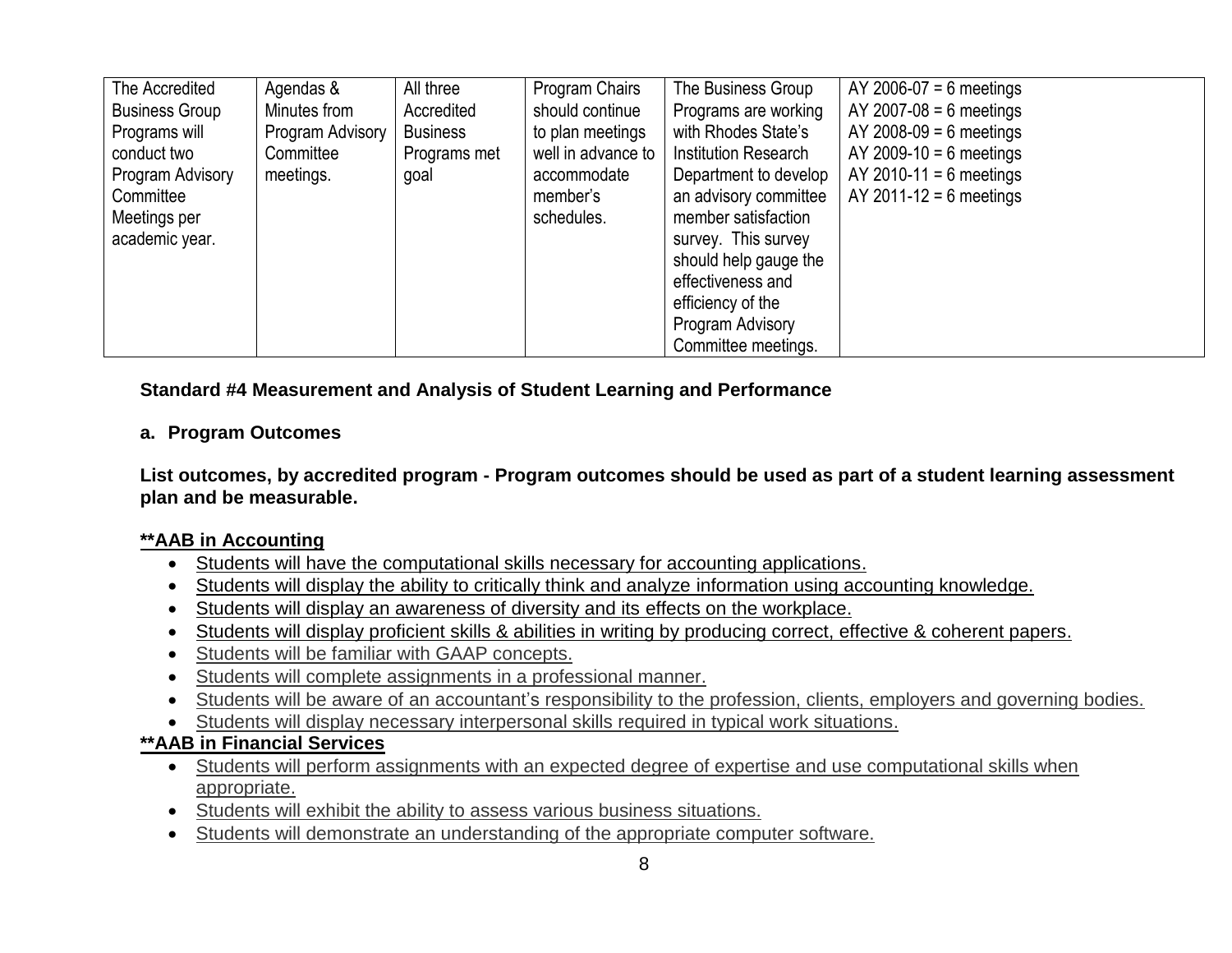| The Accredited Business Group Programs will conduct two Program Advisory Committee Meetings per academic year. | Agendas & Minutes from Program Advisory Committee meetings. | All three Accredited Business Programs met goal | Program Chairs should continue to plan meetings well in advance to accommodate member's schedules. | The Business Group Programs are working with Rhodes State's Institution Research Department to develop an advisory committee member satisfaction survey. This survey should help gauge the effectiveness and efficiency of the Program Advisory Committee meetings. | AY 2006-07 = 6 meetings<br>AY 2007-08 = 6 meetings<br>AY 2008-09 = 6 meetings<br>AY 2009-10 = 6 meetings<br>AY 2010-11 = 6 meetings<br>AY 2011-12 = 6 meetings |
|---|---|---|---|---|---|

**Standard #4 Measurement and Analysis of Student Learning and Performance**

**a. Program Outcomes**

**List outcomes, by accredited program - Program outcomes should be used as part of a student learning assessment plan and be measurable.**

**\*\*AAB in Accounting**

- Students will have the computational skills necessary for accounting applications.
- Students will display the ability to critically think and analyze information using accounting knowledge.
- Students will display an awareness of diversity and its effects on the workplace.
- Students will display proficient skills & abilities in writing by producing correct, effective & coherent papers.
- Students will be familiar with GAAP concepts.
- Students will complete assignments in a professional manner.
- Students will be aware of an accountant's responsibility to the profession, clients, employers and governing bodies.
- Students will display necessary interpersonal skills required in typical work situations.

**\*\*AAB in Financial Services**

- Students will perform assignments with an expected degree of expertise and use computational skills when appropriate.
- Students will exhibit the ability to assess various business situations.
- Students will demonstrate an understanding of the appropriate computer software.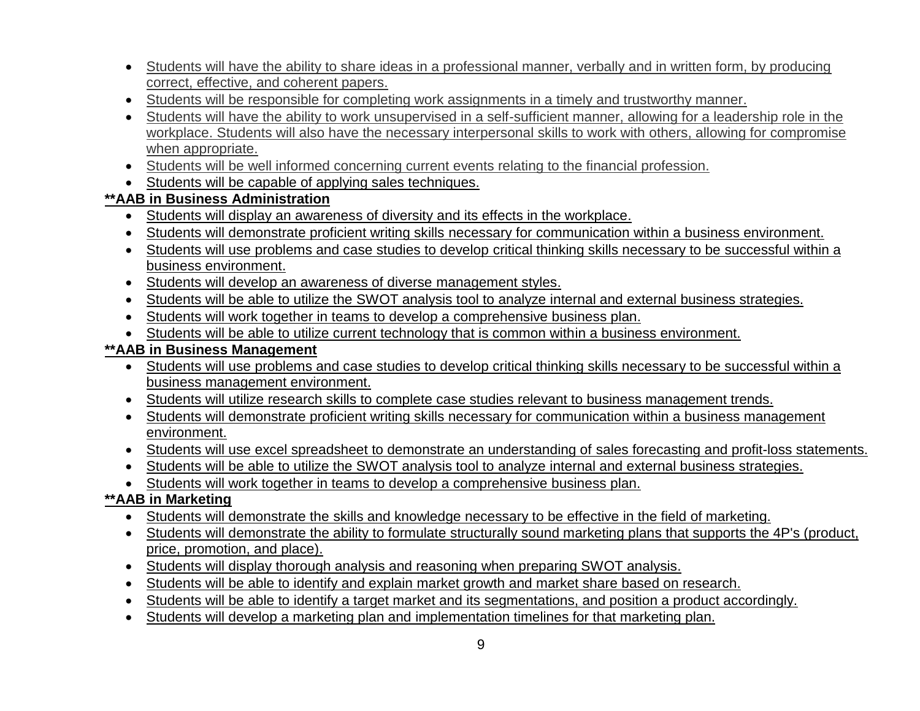- Students will have the ability to share ideas in a professional manner, verbally and in written form, by producing correct, effective, and coherent papers.
- Students will be responsible for completing work assignments in a timely and trustworthy manner.
- Students will have the ability to work unsupervised in a self-sufficient manner, allowing for a leadership role in the workplace. Students will also have the necessary interpersonal skills to work with others, allowing for compromise when appropriate.
- Students will be well informed concerning current events relating to the financial profession.
- Students will be capable of applying sales techniques.

**\*\*AAB in Business Administration**

- Students will display an awareness of diversity and its effects in the workplace.
- Students will demonstrate proficient writing skills necessary for communication within a business environment.
- Students will use problems and case studies to develop critical thinking skills necessary to be successful within a business environment.
- Students will develop an awareness of diverse management styles.
- Students will be able to utilize the SWOT analysis tool to analyze internal and external business strategies.
- Students will work together in teams to develop a comprehensive business plan.
- Students will be able to utilize current technology that is common within a business environment.

**\*\*AAB in Business Management**

- Students will use problems and case studies to develop critical thinking skills necessary to be successful within a business management environment.
- Students will utilize research skills to complete case studies relevant to business management trends.
- Students will demonstrate proficient writing skills necessary for communication within a business management environment.
- Students will use excel spreadsheet to demonstrate an understanding of sales forecasting and profit-loss statements.
- Students will be able to utilize the SWOT analysis tool to analyze internal and external business strategies.
- Students will work together in teams to develop a comprehensive business plan.

**\*\*AAB in Marketing**

- Students will demonstrate the skills and knowledge necessary to be effective in the field of marketing.
- Students will demonstrate the ability to formulate structurally sound marketing plans that supports the 4P's (product, price, promotion, and place).
- Students will display thorough analysis and reasoning when preparing SWOT analysis.
- Students will be able to identify and explain market growth and market share based on research.
- Students will be able to identify a target market and its segmentations, and position a product accordingly.
- Students will develop a marketing plan and implementation timelines for that marketing plan.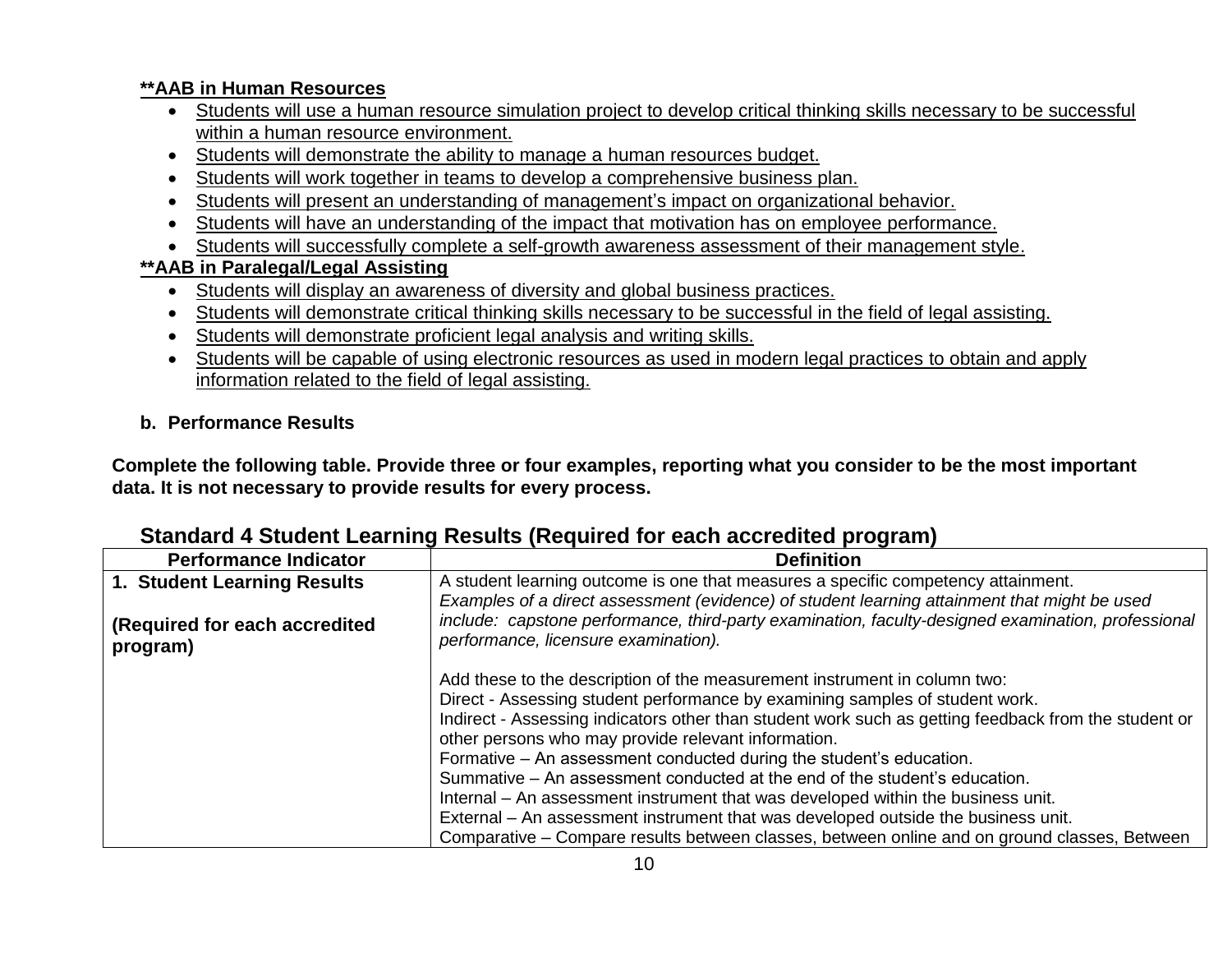**<u>**AAB in Human Resources</u>**

- <u>Students will use a human resource simulation project to develop critical thinking skills necessary to be successful within a human resource environment.</u>
- <u>Students will demonstrate the ability to manage a human resources budget.</u>
- <u>Students will work together in teams to develop a comprehensive business plan.</u>
- <u>Students will present an understanding of management's impact on organizational behavior.</u>
- <u>Students will have an understanding of the impact that motivation has on employee performance.</u>
- <u>Students will successfully complete a self-growth awareness assessment of their management style.</u>

**<u>**AAB in Paralegal/Legal Assisting</u>**

- <u>Students will display an awareness of diversity and global business practices.</u>
- <u>Students will demonstrate critical thinking skills necessary to be successful in the field of legal assisting.</u>
- <u>Students will demonstrate proficient legal analysis and writing skills.</u>
- <u>Students will be capable of using electronic resources as used in modern legal practices to obtain and apply information related to the field of legal assisting.</u>

**b. Performance Results**

**Complete the following table. Provide three or four examples, reporting what you consider to be the most important data. It is not necessary to provide results for every process.**

### Standard 4 Student Learning Results (Required for each accredited program)

| Performance Indicator | Definition |
|---|---|
| **1. Student Learning Results**<br><br>**(Required for each accredited program)** | A student learning outcome is one that measures a specific competency attainment.<br>*Examples of a direct assessment (evidence) of student learning attainment that might be used include: capstone performance, third-party examination, faculty-designed examination, professional performance, licensure examination).*<br><br>Add these to the description of the measurement instrument in column two:<br>Direct - Assessing student performance by examining samples of student work.<br>Indirect - Assessing indicators other than student work such as getting feedback from the student or other persons who may provide relevant information.<br>Formative – An assessment conducted during the student's education.<br>Summative – An assessment conducted at the end of the student's education.<br>Internal – An assessment instrument that was developed within the business unit.<br>External – An assessment instrument that was developed outside the business unit.<br>Comparative – Compare results between classes, between online and on ground classes, Between |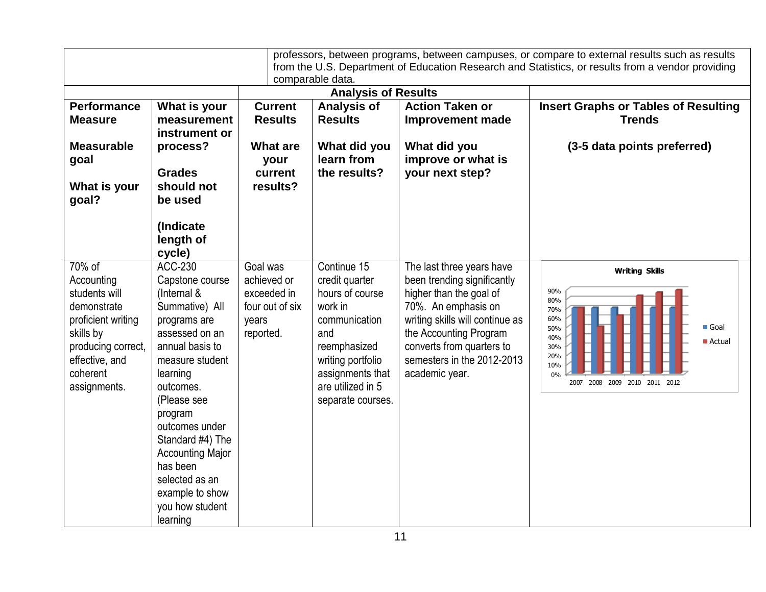| | | professors, between programs, between campuses, or compare to external results such as results from the U.S. Department of Education Research and Statistics, or results from a vendor providing comparable data. | | | |
|---|---|---|---|---|---|
| | | **Analysis of Results** | | | |
| **Performance Measure**<br><br>**Measurable goal**<br><br>**What is your goal?** | **What is your measurement instrument or process?**<br><br>**Grades should not be used**<br><br>**(Indicate length of cycle)** | **Current Results**<br><br>**What are your current results?** | **Analysis of Results**<br><br>**What did you learn from the results?** | **Action Taken or Improvement made**<br><br>**What did you improve or what is your next step?** | **Insert Graphs or Tables of Resulting Trends**<br><br>**(3-5 data points preferred)** |
| 70% of Accounting students will demonstrate proficient writing skills by producing correct, effective, and coherent assignments. | ACC-230 Capstone course (Internal & Summative) All programs are assessed on an annual basis to measure student learning outcomes. (Please see program outcomes under Standard #4) The Accounting Major has been selected as an example to show you how student learning | Goal was achieved or exceeded in four out of six years reported. | Continue 15 credit quarter hours of course work in communication and reemphasized writing portfolio assignments that are utilized in 5 separate courses. | The last three years have been trending significantly higher than the goal of 70%. An emphasis on writing skills will continue as the Accounting Program converts from quarters to semesters in the 2012-2013 academic year. | **Writing Skills**<br><br>(Bar chart: Goal and Actual, 2007–2012; y-axis 0%–90%; Goal 70% each year) |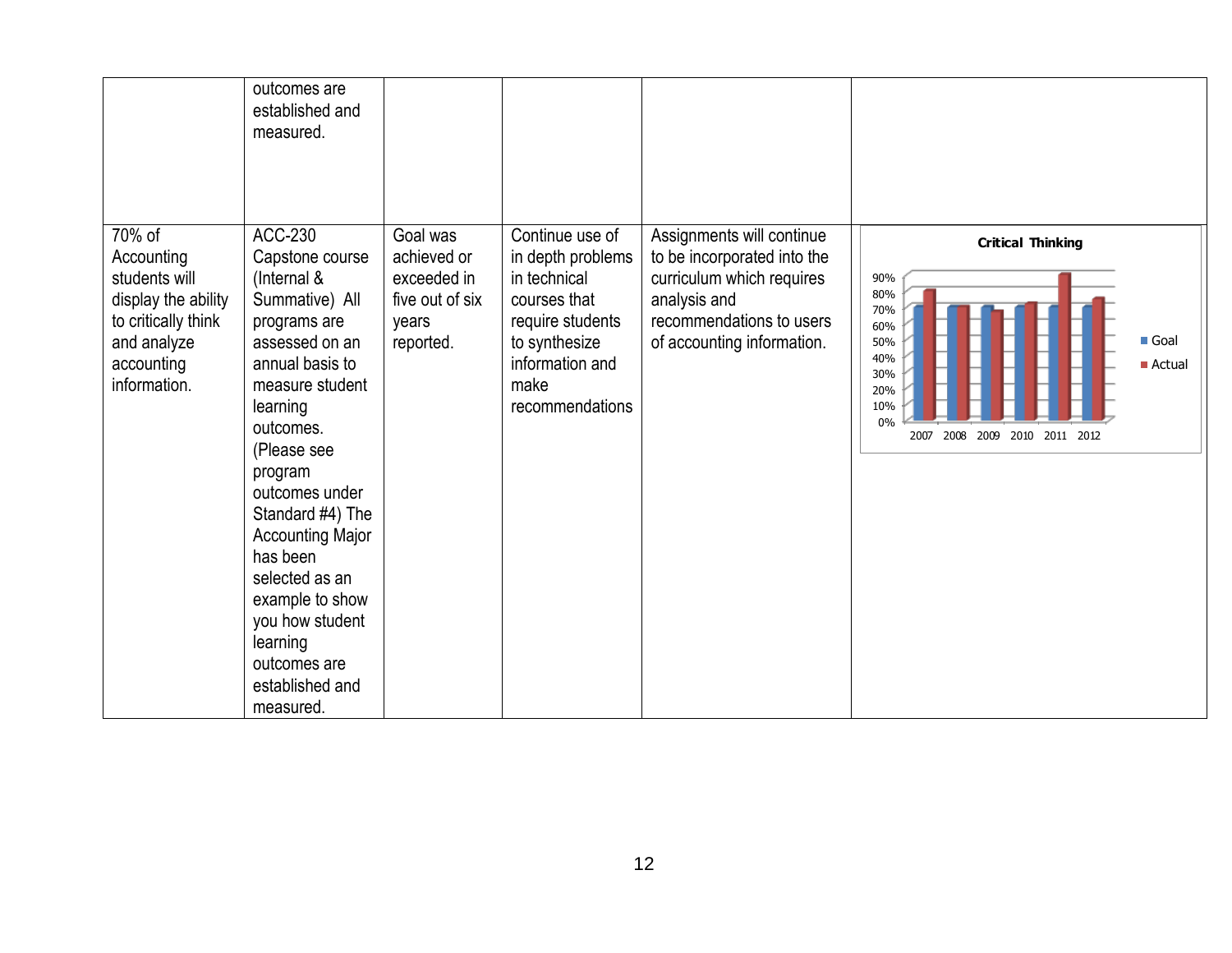| | | | | | |
|---|---|---|---|---|---|
| | outcomes are established and measured. | | | | |
| 70% of Accounting students will display the ability to critically think and analyze accounting information. | ACC-230 Capstone course (Internal & Summative) All programs are assessed on an annual basis to measure student learning outcomes. (Please see program outcomes under Standard #4) The Accounting Major has been selected as an example to show you how student learning outcomes are established and measured. | Goal was achieved or exceeded in five out of six years reported. | Continue use of in depth problems in technical courses that require students to synthesize information and make recommendations | Assignments will continue to be incorporated into the curriculum which requires analysis and recommendations to users of accounting information. | **Critical Thinking** (chart: Goal vs. Actual, 2007–2012; y-axis 0%–90%; legend: Goal, Actual) |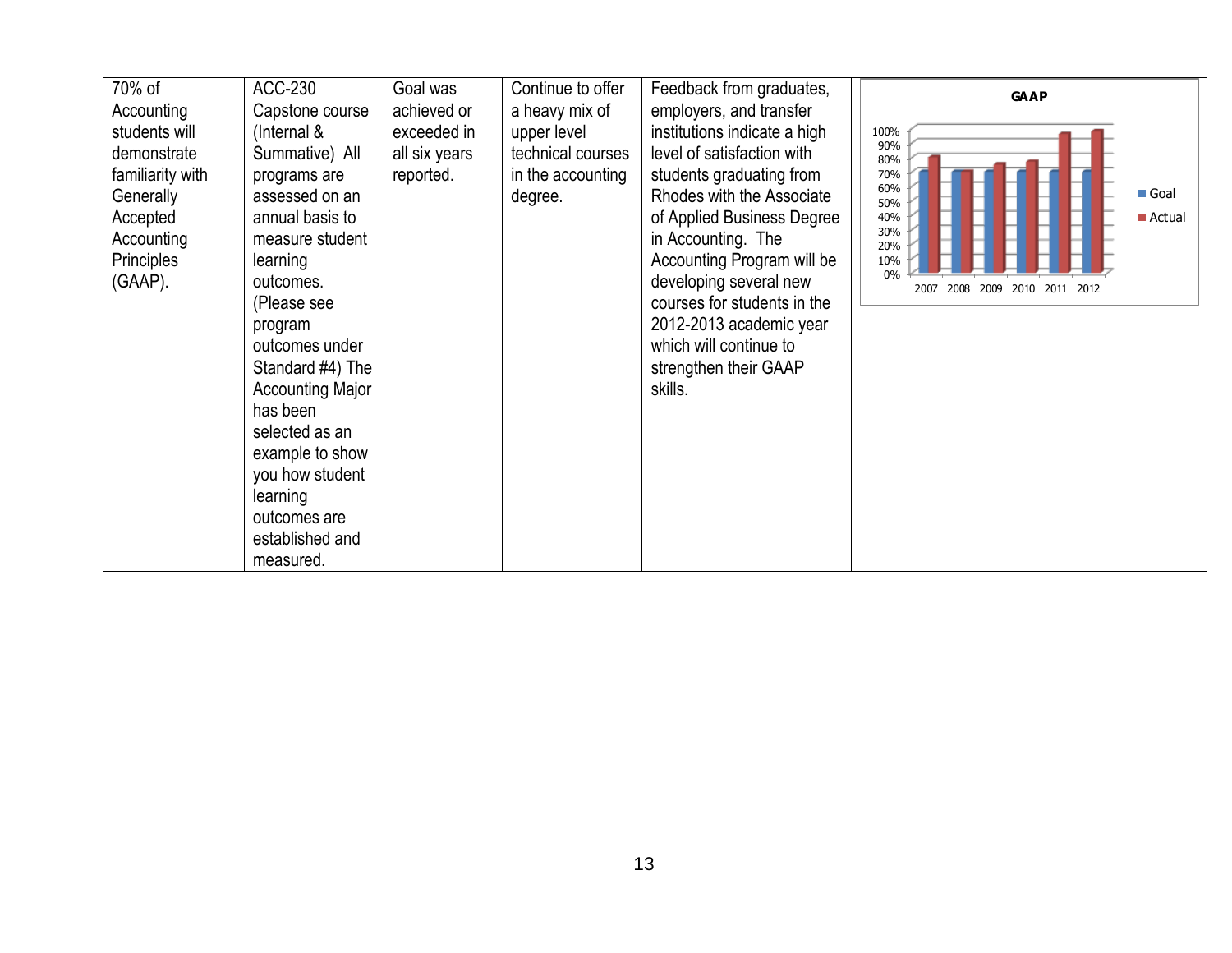| | | | | | |
|---|---|---|---|---|---|
| 70% of Accounting students will demonstrate familiarity with Generally Accepted Accounting Principles (GAAP). | ACC-230 Capstone course (Internal & Summative) All programs are assessed on an annual basis to measure student learning outcomes. (Please see program outcomes under Standard #4) The Accounting Major has been selected as an example to show you how student learning outcomes are established and measured. | Goal was achieved or exceeded in all six years reported. | Continue to offer a heavy mix of upper level technical courses in the accounting degree. | Feedback from graduates, employers, and transfer institutions indicate a high level of satisfaction with students graduating from Rhodes with the Associate of Applied Business Degree in Accounting. The Accounting Program will be developing several new courses for students in the 2012-2013 academic year which will continue to strengthen their GAAP skills. | **GAAP** (chart: Goal vs. Actual, 2007–2012; y-axis 0%–100%) |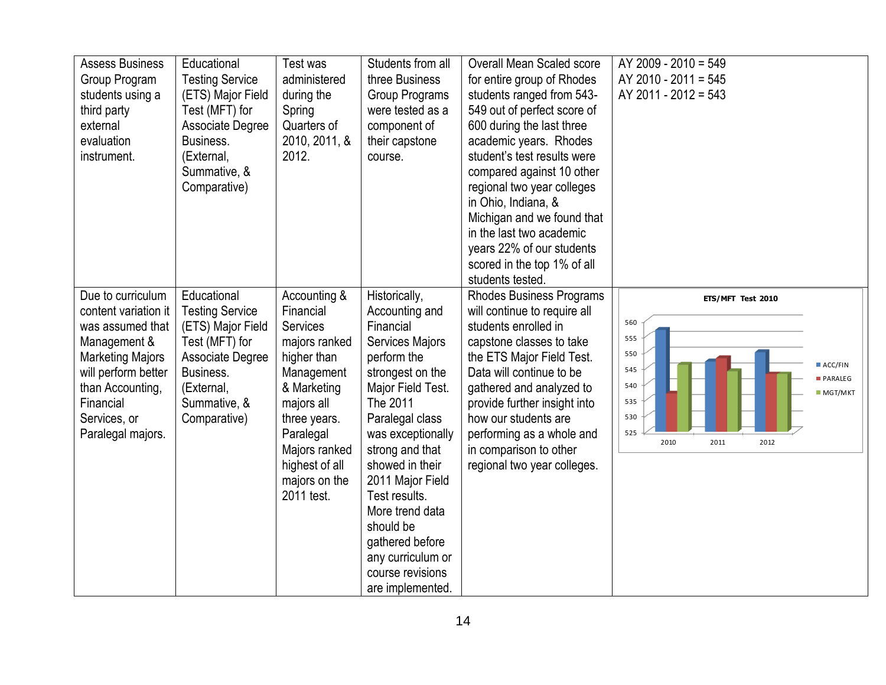| | | | | | |
|---|---|---|---|---|---|
| Assess Business Group Program students using a third party external evaluation instrument. | Educational Testing Service (ETS) Major Field Test (MFT) for Associate Degree Business. (External, Summative, & Comparative) | Test was administered during the Spring Quarters of 2010, 2011, & 2012. | Students from all three Business Group Programs were tested as a component of their capstone course. | Overall Mean Scaled score for entire group of Rhodes students ranged from 543-549 out of perfect score of 600 during the last three academic years. Rhodes student's test results were compared against 10 other regional two year colleges in Ohio, Indiana, & Michigan and we found that in the last two academic years 22% of our students scored in the top 1% of all students tested. | AY 2009 - 2010 = 549<br>AY 2010 - 2011 = 545<br>AY 2011 - 2012 = 543 |
| Due to curriculum content variation it was assumed that Management & Marketing Majors will perform better than Accounting, Financial Services, or Paralegal majors. | Educational Testing Service (ETS) Major Field Test (MFT) for Associate Degree Business. (External, Summative, & Comparative) | Accounting & Financial Services majors ranked higher than Management & Marketing majors all three years. Paralegal Majors ranked highest of all majors on the 2011 test. | Historically, Accounting and Financial Services Majors perform the strongest on the Major Field Test. The 2011 Paralegal class was exceptionally strong and that showed in their 2011 Major Field Test results. More trend data should be gathered before any curriculum or course revisions are implemented. | Rhodes Business Programs will continue to require all students enrolled in capstone classes to take the ETS Major Field Test. Data will continue to be gathered and analyzed to provide further insight into how our students are performing as a whole and in comparison to other regional two year colleges. | ETS/MFT Test 2010<br>ACC/FIN, PARALEG, MGT/MKT (2010, 2011, 2012) |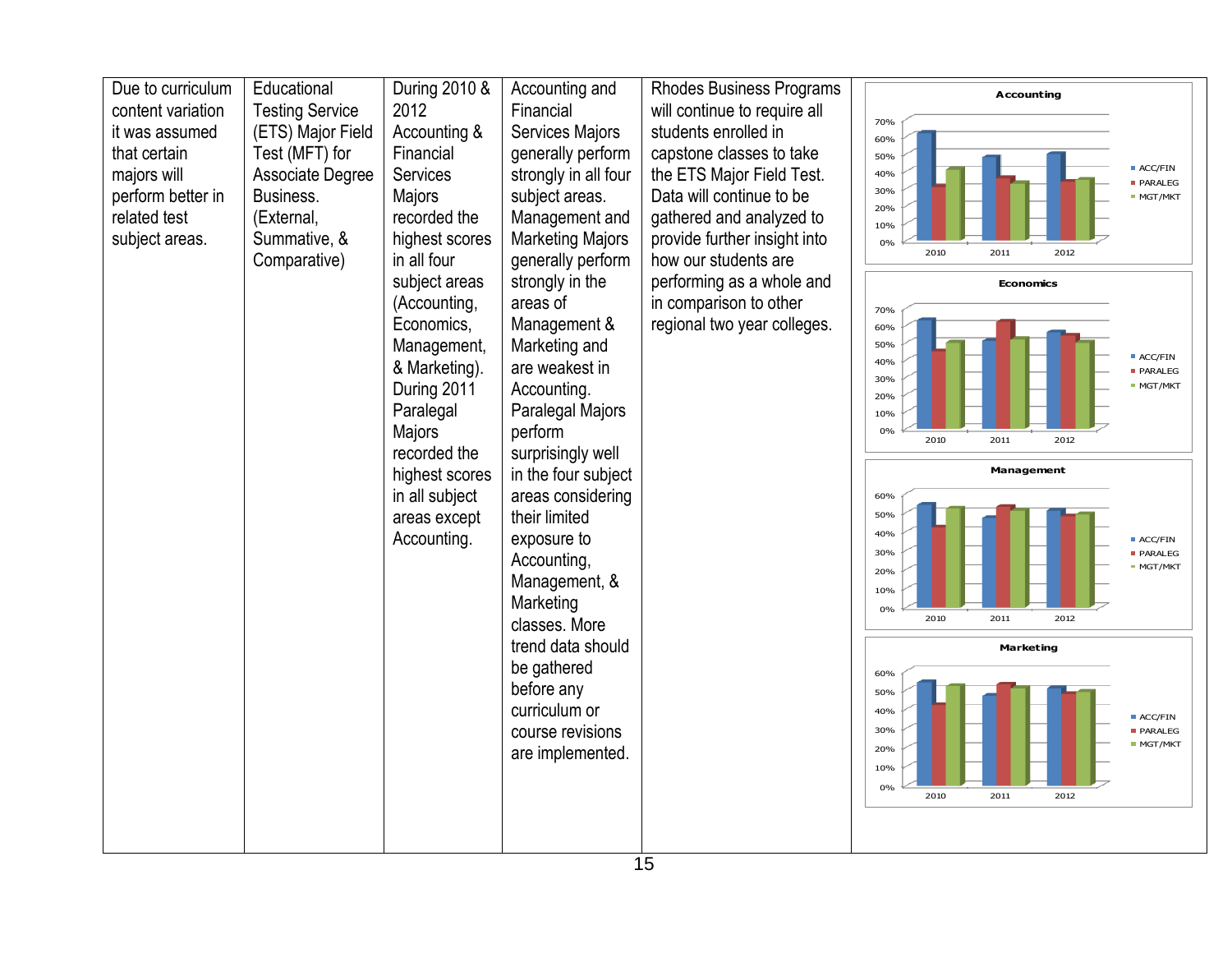| | | | | | |
|---|---|---|---|---|---|
| Due to curriculum content variation it was assumed that certain majors will perform better in related test subject areas. | Educational Testing Service (ETS) Major Field Test (MFT) for Associate Degree Business. (External, Summative, & Comparative) | During 2010 & 2012 Accounting & Financial Services Majors recorded the highest scores in all four subject areas (Accounting, Economics, Management, & Marketing). During 2011 Paralegal Majors recorded the highest scores in all subject areas except Accounting. | Accounting and Financial Services Majors generally perform strongly in all four subject areas. Management and Marketing Majors generally perform strongly in the areas of Management & Marketing and are weakest in Accounting. Paralegal Majors perform surprisingly well in the four subject areas considering their limited exposure to Accounting, Management, & Marketing classes. More trend data should be gathered before any curriculum or course revisions are implemented. | Rhodes Business Programs will continue to require all students enrolled in capstone classes to take the ETS Major Field Test. Data will continue to be gathered and analyzed to provide further insight into how our students are performing as a whole and in comparison to other regional two year colleges. | **Accounting**, **Economics**, **Management**, **Marketing** (charts: ACC/FIN, PARALEG, MGT/MKT; 2010, 2011, 2012) |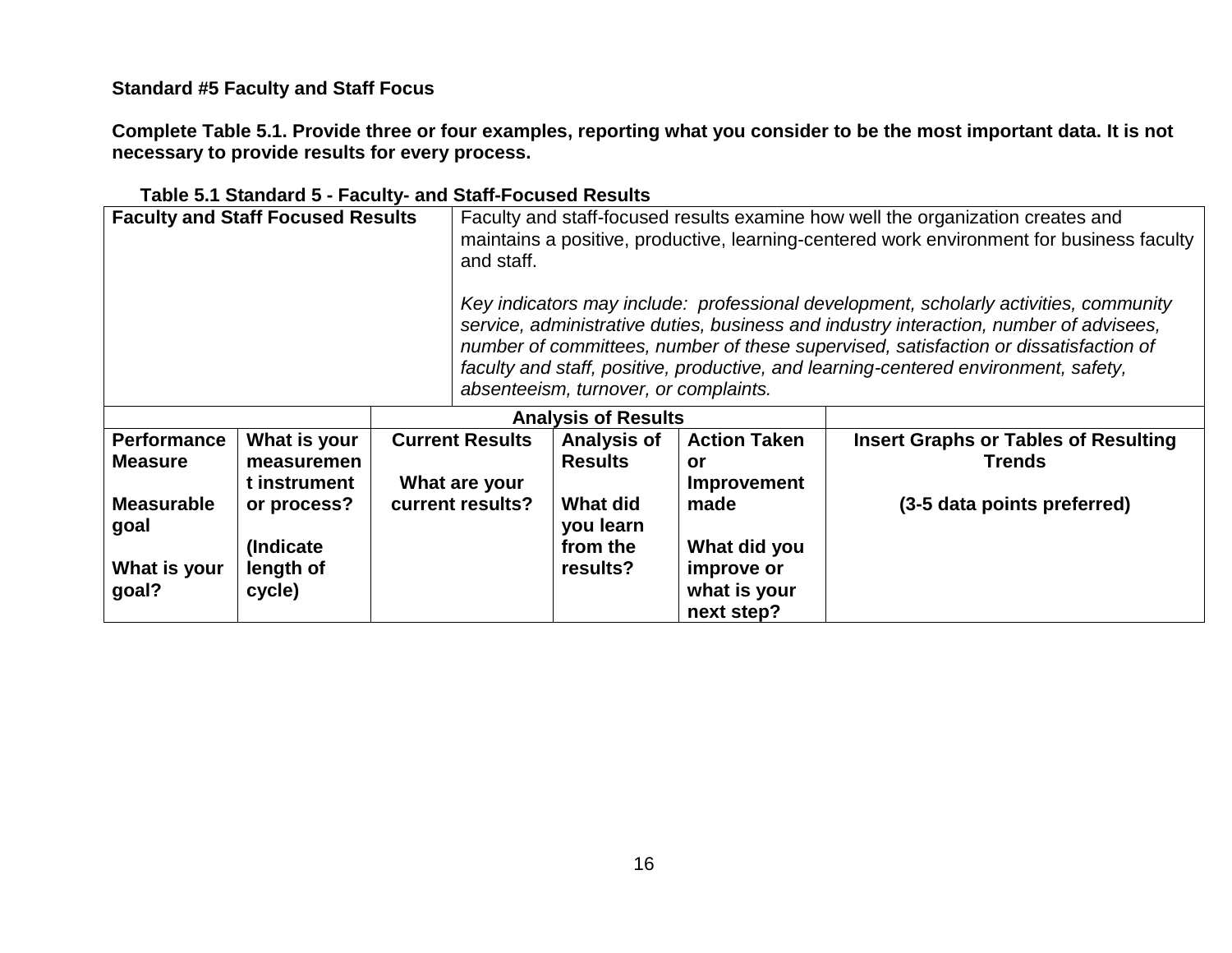**Standard #5 Faculty and Staff Focus**

**Complete Table 5.1. Provide three or four examples, reporting what you consider to be the most important data. It is not necessary to provide results for every process.**

**Table 5.1 Standard 5 - Faculty- and Staff-Focused Results**

| **Faculty and Staff Focused Results** | | Faculty and staff-focused results examine how well the organization creates and maintains a positive, productive, learning-centered work environment for business faculty and staff.<br><br>*Key indicators may include: professional development, scholarly activities, community service, administrative duties, business and industry interaction, number of advisees, number of committees, number of these supervised, satisfaction or dissatisfaction of faculty and staff, positive, productive, and learning-centered environment, safety, absenteeism, turnover, or complaints.* | | | |
|---|---|---|---|---|---|
| | | **Analysis of Results** | | | |
| **Performance Measure**<br><br>**Measurable goal**<br><br>**What is your goal?** | **What is your measurement instrument or process?**<br><br>**(Indicate length of cycle)** | **Current Results**<br><br>**What are your current results?** | **Analysis of Results**<br><br>**What did you learn from the results?** | **Action Taken or Improvement made**<br><br>**What did you improve or what is your next step?** | **Insert Graphs or Tables of Resulting Trends**<br><br>**(3-5 data points preferred)** |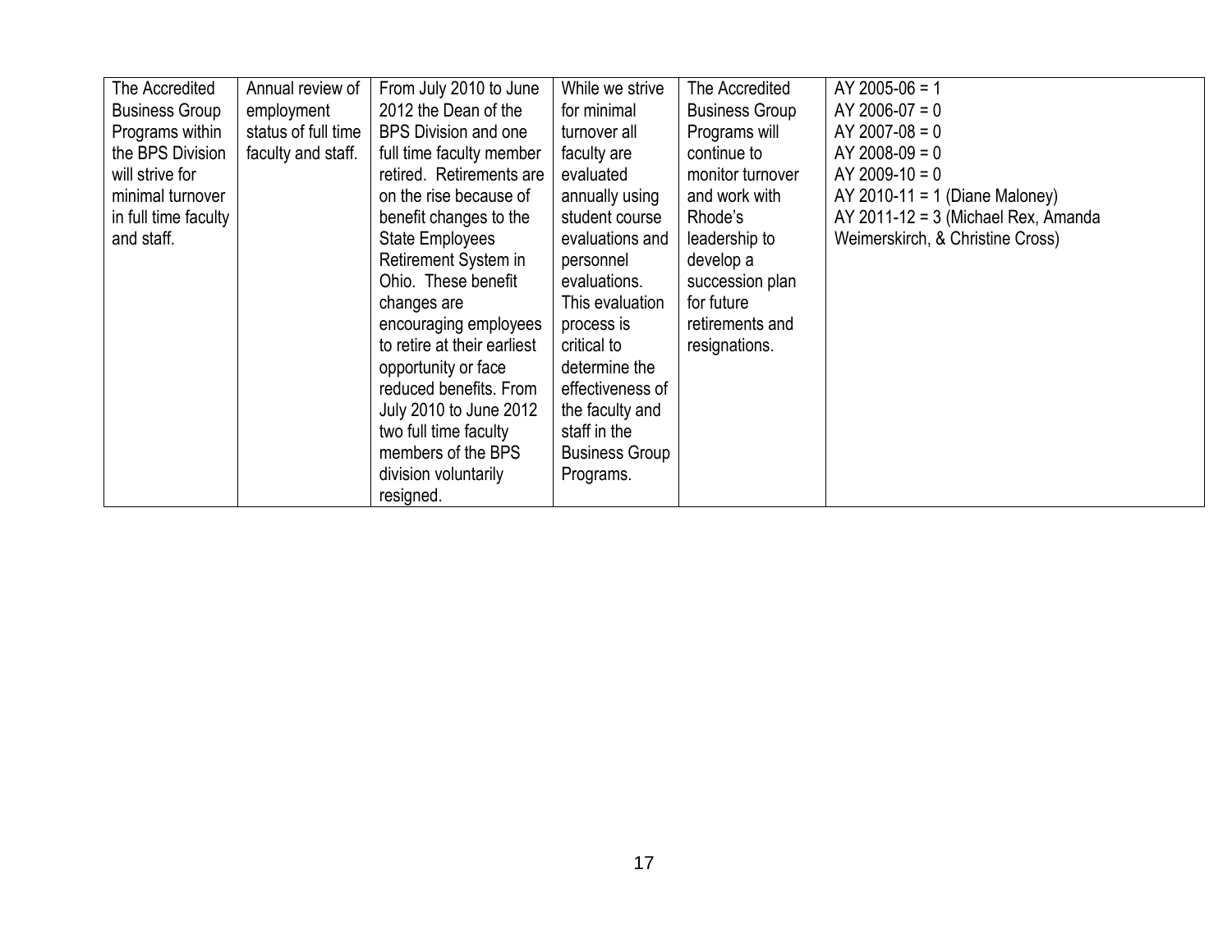| | | | | | |
|---|---|---|---|---|---|
| The Accredited Business Group Programs within the BPS Division will strive for minimal turnover in full time faculty and staff. | Annual review of employment status of full time faculty and staff. | From July 2010 to June 2012 the Dean of the BPS Division and one full time faculty member retired. Retirements are on the rise because of benefit changes to the State Employees Retirement System in Ohio. These benefit changes are encouraging employees to retire at their earliest opportunity or face reduced benefits. From July 2010 to June 2012 two full time faculty members of the BPS division voluntarily resigned. | While we strive for minimal turnover all faculty are evaluated annually using student course evaluations and personnel evaluations. This evaluation process is critical to determine the effectiveness of the faculty and staff in the Business Group Programs. | The Accredited Business Group Programs will continue to monitor turnover and work with Rhode's leadership to develop a succession plan for future retirements and resignations. | AY 2005-06 = 1<br>AY 2006-07 = 0<br>AY 2007-08 = 0<br>AY 2008-09 = 0<br>AY 2009-10 = 0<br>AY 2010-11 = 1 (Diane Maloney)<br>AY 2011-12 = 3 (Michael Rex, Amanda Weimerskirch, & Christine Cross) |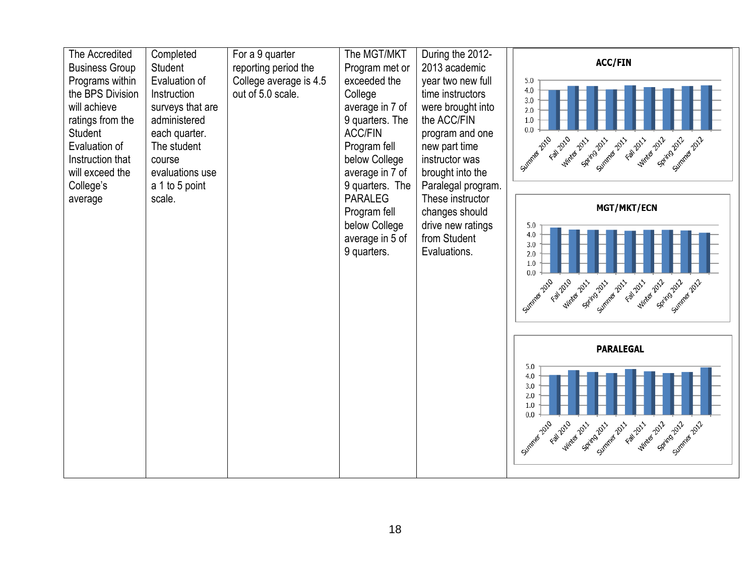| The Accredited Business Group Programs within the BPS Division will achieve ratings from the Student Evaluation of Instruction that will exceed the College's average | Completed Student Evaluation of Instruction surveys that are administered each quarter. The student course evaluations use a 1 to 5 point scale. | For a 9 quarter reporting period the College average is 4.5 out of 5.0 scale. | The MGT/MKT Program met or exceeded the College average in 7 of 9 quarters. The ACC/FIN Program fell below College average in 7 of 9 quarters. The PARALEG Program fell below College average in 5 of 9 quarters. | During the 2012-2013 academic year two new full time instructors were brought into the ACC/FIN program and one new part time instructor was brought into the Paralegal program. These instructor changes should drive new ratings from Student Evaluations. | **ACC/FIN**<br>**MGT/MKT/ECN**<br>**PARALEGAL** |
|---|---|---|---|---|---|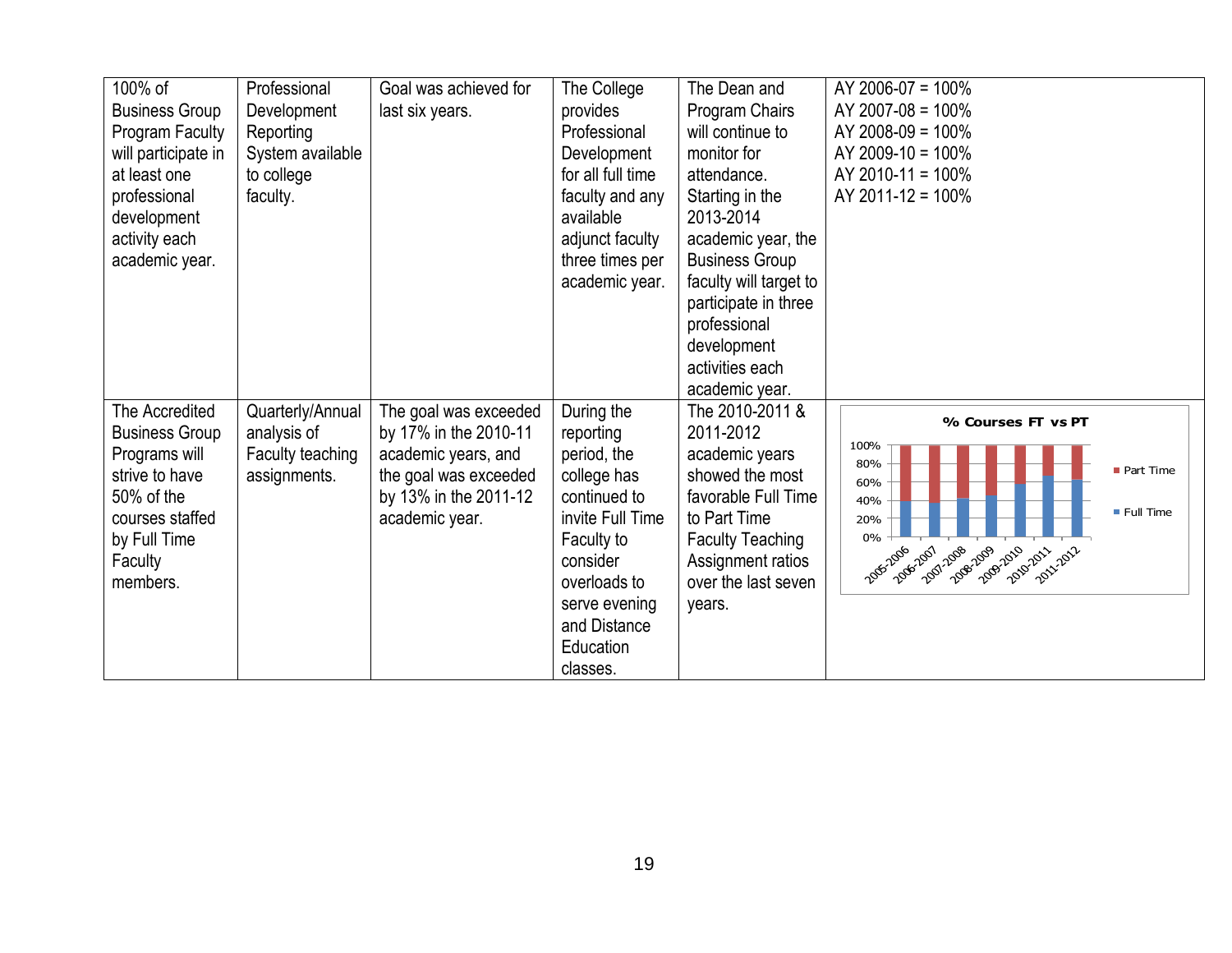| | | | | | |
|---|---|---|---|---|---|
| 100% of Business Group Program Faculty will participate in at least one professional development activity each academic year. | Professional Development Reporting System available to college faculty. | Goal was achieved for last six years. | The College provides Professional Development for all full time faculty and any available adjunct faculty three times per academic year. | The Dean and Program Chairs will continue to monitor for attendance. Starting in the 2013-2014 academic year, the Business Group faculty will target to participate in three professional development activities each academic year. | AY 2006-07 = 100%<br>AY 2007-08 = 100%<br>AY 2008-09 = 100%<br>AY 2009-10 = 100%<br>AY 2010-11 = 100%<br>AY 2011-12 = 100% |
| The Accredited Business Group Programs will strive to have 50% of the courses staffed by Full Time Faculty members. | Quarterly/Annual analysis of Faculty teaching assignments. | The goal was exceeded by 17% in the 2010-11 academic years, and the goal was exceeded by 13% in the 2011-12 academic year. | During the reporting period, the college has continued to invite Full Time Faculty to consider overloads to serve evening and Distance Education classes. | The 2010-2011 & 2011-2012 academic years showed the most favorable Full Time to Part Time Faculty Teaching Assignment ratios over the last seven years. | **% Courses FT vs PT**<br>(Stacked bar chart, 0%–100%; series: Part Time, Full Time; years: 2005-2006, 2006-2007, 2007-2008, 2008-2009, 2009-2010, 2010-2011, 2011-2012) |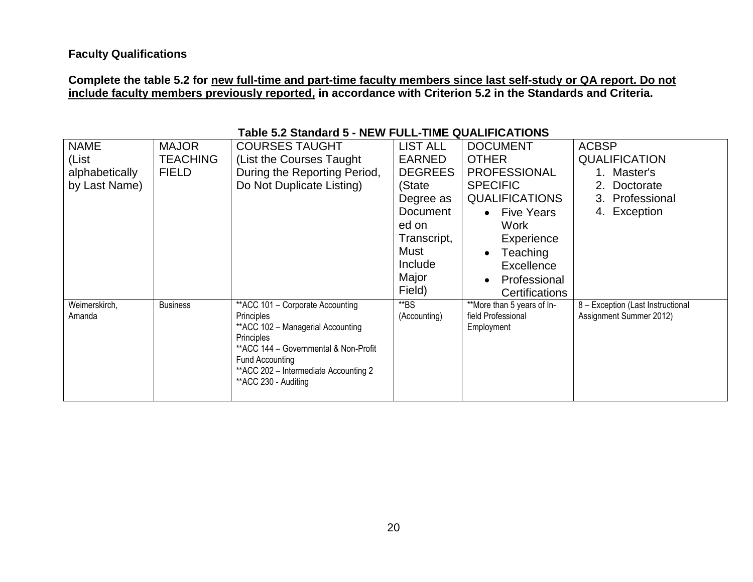**Faculty Qualifications**

**Complete the table 5.2 for <u>new full-time and part-time faculty members since last self-study or QA report. Do not include faculty members previously reported,</u> in accordance with Criterion 5.2 in the Standards and Criteria.**

**Table 5.2 Standard 5 - NEW FULL-TIME QUALIFICATIONS**

| NAME (List alphabetically by Last Name) | MAJOR TEACHING FIELD | COURSES TAUGHT (List the Courses Taught During the Reporting Period, Do Not Duplicate Listing) | LIST ALL EARNED DEGREES (State Degree as Documented on Transcript, Must Include Major Field) | DOCUMENT OTHER PROFESSIONAL SPECIFIC QUALIFICATIONS • Five Years Work Experience • Teaching Excellence • Professional Certifications | ACBSP QUALIFICATION 1. Master's 2. Doctorate 3. Professional 4. Exception |
|---|---|---|---|---|---|
| Weimerskirch, Amanda | Business | **ACC 101 – Corporate Accounting Principles<br>**ACC 102 – Managerial Accounting Principles<br>**ACC 144 – Governmental & Non-Profit Fund Accounting<br>**ACC 202 – Intermediate Accounting 2<br>**ACC 230 - Auditing | **BS (Accounting) | **More than 5 years of In-field Professional Employment | 8 – Exception (Last Instructional Assignment Summer 2012) |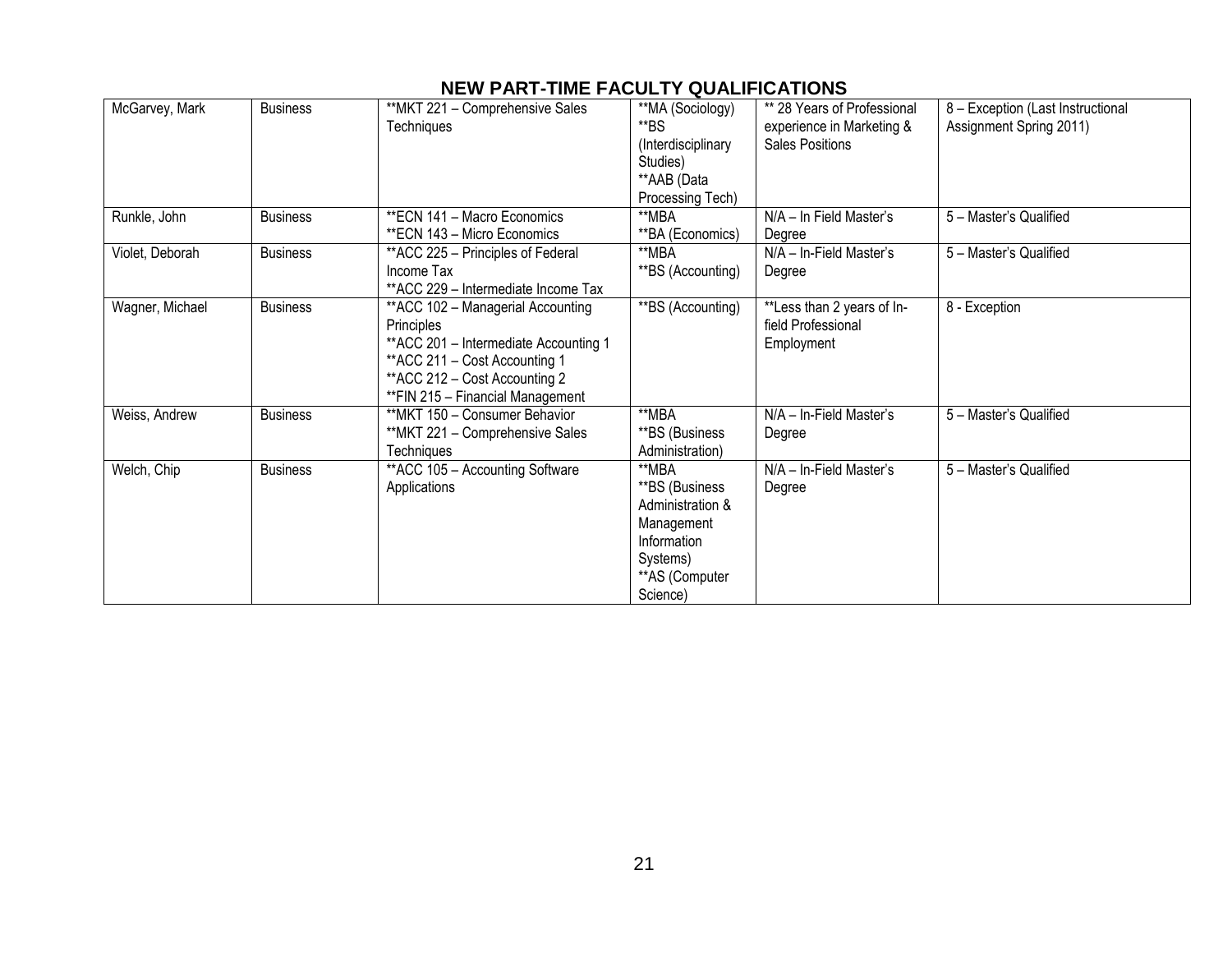# NEW PART-TIME FACULTY QUALIFICATIONS

| | | | | | |
|---|---|---|---|---|---|
| McGarvey, Mark | Business | **MKT 221 – Comprehensive Sales Techniques | **MA (Sociology)<br>**BS (Interdisciplinary Studies)<br>**AAB (Data Processing Tech) | ** 28 Years of Professional experience in Marketing & Sales Positions | 8 – Exception (Last Instructional Assignment Spring 2011) |
| Runkle, John | Business | **ECN 141 – Macro Economics<br>**ECN 143 – Micro Economics | **MBA<br>**BA (Economics) | N/A – In Field Master's Degree | 5 – Master's Qualified |
| Violet, Deborah | Business | **ACC 225 – Principles of Federal Income Tax<br>**ACC 229 – Intermediate Income Tax | **MBA<br>**BS (Accounting) | N/A – In-Field Master's Degree | 5 – Master's Qualified |
| Wagner, Michael | Business | **ACC 102 – Managerial Accounting Principles<br>**ACC 201 – Intermediate Accounting 1<br>**ACC 211 – Cost Accounting 1<br>**ACC 212 – Cost Accounting 2<br>**FIN 215 – Financial Management | **BS (Accounting) | **Less than 2 years of In-field Professional Employment | 8 - Exception |
| Weiss, Andrew | Business | **MKT 150 – Consumer Behavior<br>**MKT 221 – Comprehensive Sales Techniques | **MBA<br>**BS (Business Administration) | N/A – In-Field Master's Degree | 5 – Master's Qualified |
| Welch, Chip | Business | **ACC 105 – Accounting Software Applications | **MBA<br>**BS (Business Administration & Management Information Systems)<br>**AS (Computer Science) | N/A – In-Field Master's Degree | 5 – Master's Qualified |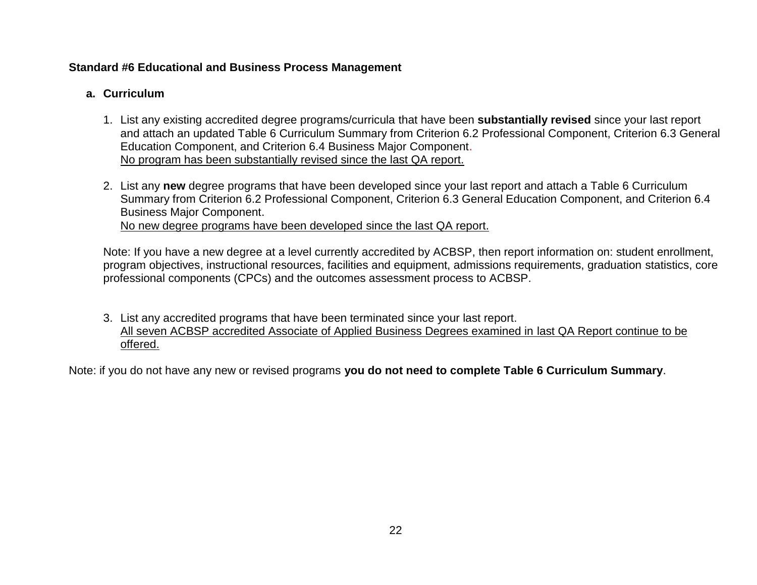**Standard #6 Educational and Business Process Management**

**a. Curriculum**

1. List any existing accredited degree programs/curricula that have been **substantially revised** since your last report and attach an updated Table 6 Curriculum Summary from Criterion 6.2 Professional Component, Criterion 6.3 General Education Component, and Criterion 6.4 Business Major Component.
   <u>No program has been substantially revised since the last QA report.</u>

2. List any **new** degree programs that have been developed since your last report and attach a Table 6 Curriculum Summary from Criterion 6.2 Professional Component, Criterion 6.3 General Education Component, and Criterion 6.4 Business Major Component.
   <u>No new degree programs have been developed since the last QA report.</u>

   Note: If you have a new degree at a level currently accredited by ACBSP, then report information on: student enrollment, program objectives, instructional resources, facilities and equipment, admissions requirements, graduation statistics, core professional components (CPCs) and the outcomes assessment process to ACBSP.

3. List any accredited programs that have been terminated since your last report.
   <u>All seven ACBSP accredited Associate of Applied Business Degrees examined in last QA Report continue to be offered.</u>

Note: if you do not have any new or revised programs **you do not need to complete Table 6 Curriculum Summary**.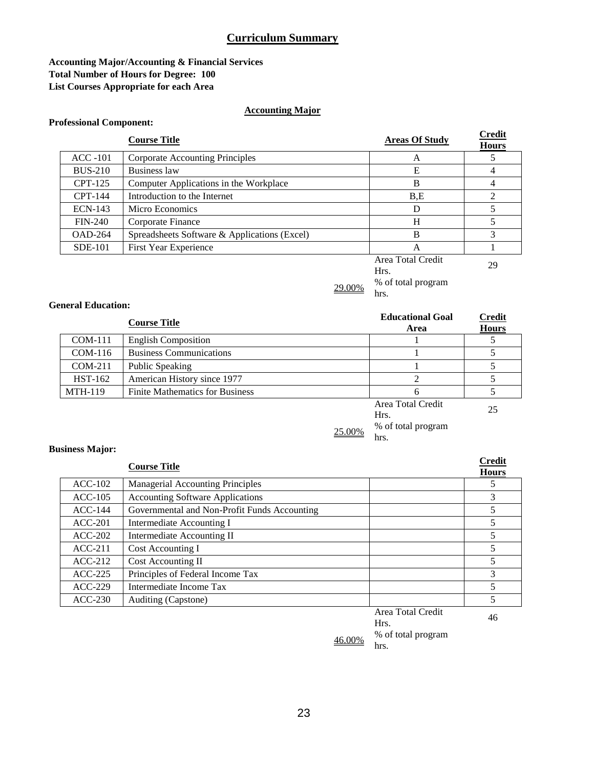# Curriculum Summary

**Accounting Major/Accounting & Financial Services**
**Total Number of Hours for Degree: 100**
**List Courses Appropriate for each Area**

## Accounting Major

**Professional Component:**

| | Course Title | Areas Of Study | Credit Hours |
|---|---|---|---|
| ACC -101 | Corporate Accounting Principles | A | 5 |
| BUS-210 | Business law | E | 4 |
| CPT-125 | Computer Applications in the Workplace | B | 4 |
| CPT-144 | Introduction to the Internet | B,E | 2 |
| ECN-143 | Micro Economics | D | 5 |
| FIN-240 | Corporate Finance | H | 5 |
| OAD-264 | Spreadsheets Software & Applications (Excel) | B | 3 |
| SDE-101 | First Year Experience | A | 1 |
| | | Area Total Credit Hrs. | 29 |
| | 29.00% | % of total program hrs. | |

**General Education:**

| | Course Title | Educational Goal Area | Credit Hours |
|---|---|---|---|
| COM-111 | English Composition | 1 | 5 |
| COM-116 | Business Communications | 1 | 5 |
| COM-211 | Public Speaking | 1 | 5 |
| HST-162 | American History since 1977 | 2 | 5 |
| MTH-119 | Finite Mathematics for Business | 6 | 5 |
| | | Area Total Credit Hrs. | 25 |
| | 25.00% | % of total program hrs. | |

**Business Major:**

| | Course Title | | Credit Hours |
|---|---|---|---|
| ACC-102 | Managerial Accounting Principles | | 5 |
| ACC-105 | Accounting Software Applications | | 3 |
| ACC-144 | Governmental and Non-Profit Funds Accounting | | 5 |
| ACC-201 | Intermediate Accounting I | | 5 |
| ACC-202 | Intermediate Accounting II | | 5 |
| ACC-211 | Cost Accounting I | | 5 |
| ACC-212 | Cost Accounting II | | 5 |
| ACC-225 | Principles of Federal Income Tax | | 3 |
| ACC-229 | Intermediate Income Tax | | 5 |
| ACC-230 | Auditing (Capstone) | | 5 |
| | | Area Total Credit Hrs. | 46 |
| | 46.00% | % of total program hrs. | |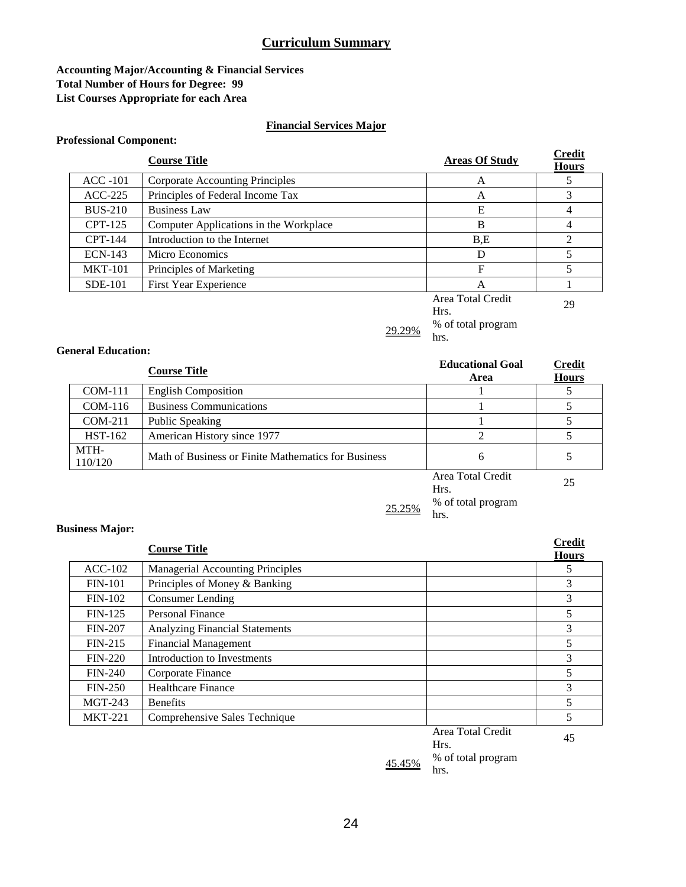## Curriculum Summary

**Accounting Major/Accounting & Financial Services**
**Total Number of Hours for Degree: 99**
**List Courses Appropriate for each Area**

### Financial Services Major

**Professional Component:**

| | Course Title | Areas Of Study | Credit Hours |
|---|---|---|---|
| ACC -101 | Corporate Accounting Principles | A | 5 |
| ACC-225 | Principles of Federal Income Tax | A | 3 |
| BUS-210 | Business Law | E | 4 |
| CPT-125 | Computer Applications in the Workplace | B | 4 |
| CPT-144 | Introduction to the Internet | B,E | 2 |
| ECN-143 | Micro Economics | D | 5 |
| MKT-101 | Principles of Marketing | F | 5 |
| SDE-101 | First Year Experience | A | 1 |
| | | Area Total Credit Hrs. | 29 |
| | 29.29% | % of total program hrs. | |

**General Education:**

| | Course Title | Educational Goal Area | Credit Hours |
|---|---|---|---|
| COM-111 | English Composition | 1 | 5 |
| COM-116 | Business Communications | 1 | 5 |
| COM-211 | Public Speaking | 1 | 5 |
| HST-162 | American History since 1977 | 2 | 5 |
| MTH-110/120 | Math of Business or Finite Mathematics for Business | 6 | 5 |
| | | Area Total Credit Hrs. | 25 |
| | 25.25% | % of total program hrs. | |

**Business Major:**

| | Course Title | | Credit Hours |
|---|---|---|---|
| ACC-102 | Managerial Accounting Principles | | 5 |
| FIN-101 | Principles of Money & Banking | | 3 |
| FIN-102 | Consumer Lending | | 3 |
| FIN-125 | Personal Finance | | 5 |
| FIN-207 | Analyzing Financial Statements | | 3 |
| FIN-215 | Financial Management | | 5 |
| FIN-220 | Introduction to Investments | | 3 |
| FIN-240 | Corporate Finance | | 5 |
| FIN-250 | Healthcare Finance | | 3 |
| MGT-243 | Benefits | | 5 |
| MKT-221 | Comprehensive Sales Technique | | 5 |
| | | Area Total Credit Hrs. | 45 |
| | 45.45% | % of total program hrs. | |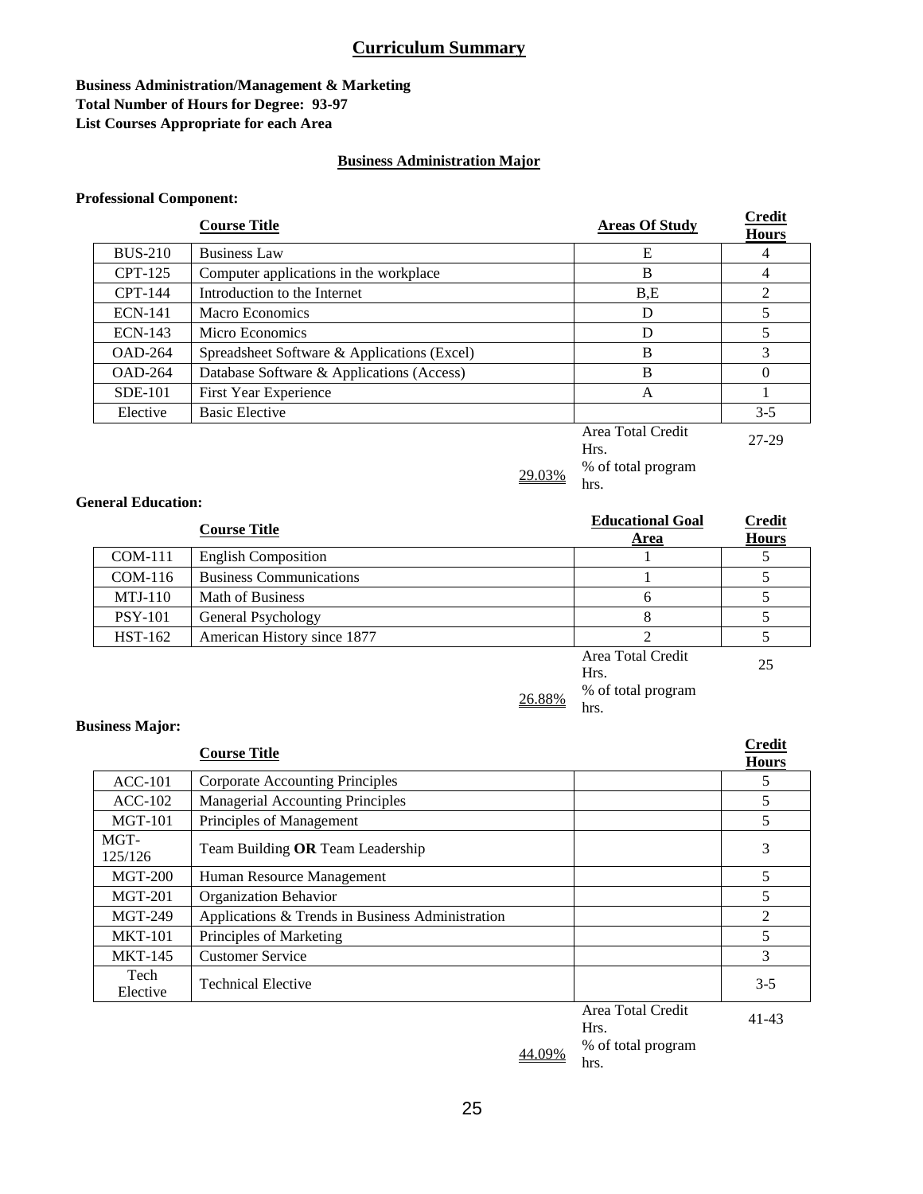# Curriculum Summary

**Business Administration/Management & Marketing**
**Total Number of Hours for Degree: 93-97**
**List Courses Appropriate for each Area**

## Business Administration Major

**Professional Component:**

| | Course Title | Areas Of Study | Credit Hours |
|---|---|---|---|
| BUS-210 | Business Law | E | 4 |
| CPT-125 | Computer applications in the workplace | B | 4 |
| CPT-144 | Introduction to the Internet | B,E | 2 |
| ECN-141 | Macro Economics | D | 5 |
| ECN-143 | Micro Economics | D | 5 |
| OAD-264 | Spreadsheet Software & Applications (Excel) | B | 3 |
| OAD-264 | Database Software & Applications (Access) | B | 0 |
| SDE-101 | First Year Experience | A | 1 |
| Elective | Basic Elective | | 3-5 |
| | | Area Total Credit Hrs. | 27-29 |
| | 29.03% | % of total program hrs. | |

**General Education:**

| | Course Title | Educational Goal Area | Credit Hours |
|---|---|---|---|
| COM-111 | English Composition | 1 | 5 |
| COM-116 | Business Communications | 1 | 5 |
| MTJ-110 | Math of Business | 6 | 5 |
| PSY-101 | General Psychology | 8 | 5 |
| HST-162 | American History since 1877 | 2 | 5 |
| | | Area Total Credit Hrs. | 25 |
| | 26.88% | % of total program hrs. | |

**Business Major:**

| | Course Title | | Credit Hours |
|---|---|---|---|
| ACC-101 | Corporate Accounting Principles | | 5 |
| ACC-102 | Managerial Accounting Principles | | 5 |
| MGT-101 | Principles of Management | | 5 |
| MGT-125/126 | Team Building **OR** Team Leadership | | 3 |
| MGT-200 | Human Resource Management | | 5 |
| MGT-201 | Organization Behavior | | 5 |
| MGT-249 | Applications & Trends in Business Administration | | 2 |
| MKT-101 | Principles of Marketing | | 5 |
| MKT-145 | Customer Service | | 3 |
| Tech Elective | Technical Elective | | 3-5 |
| | | Area Total Credit Hrs. | 41-43 |
| | 44.09% | % of total program hrs. | |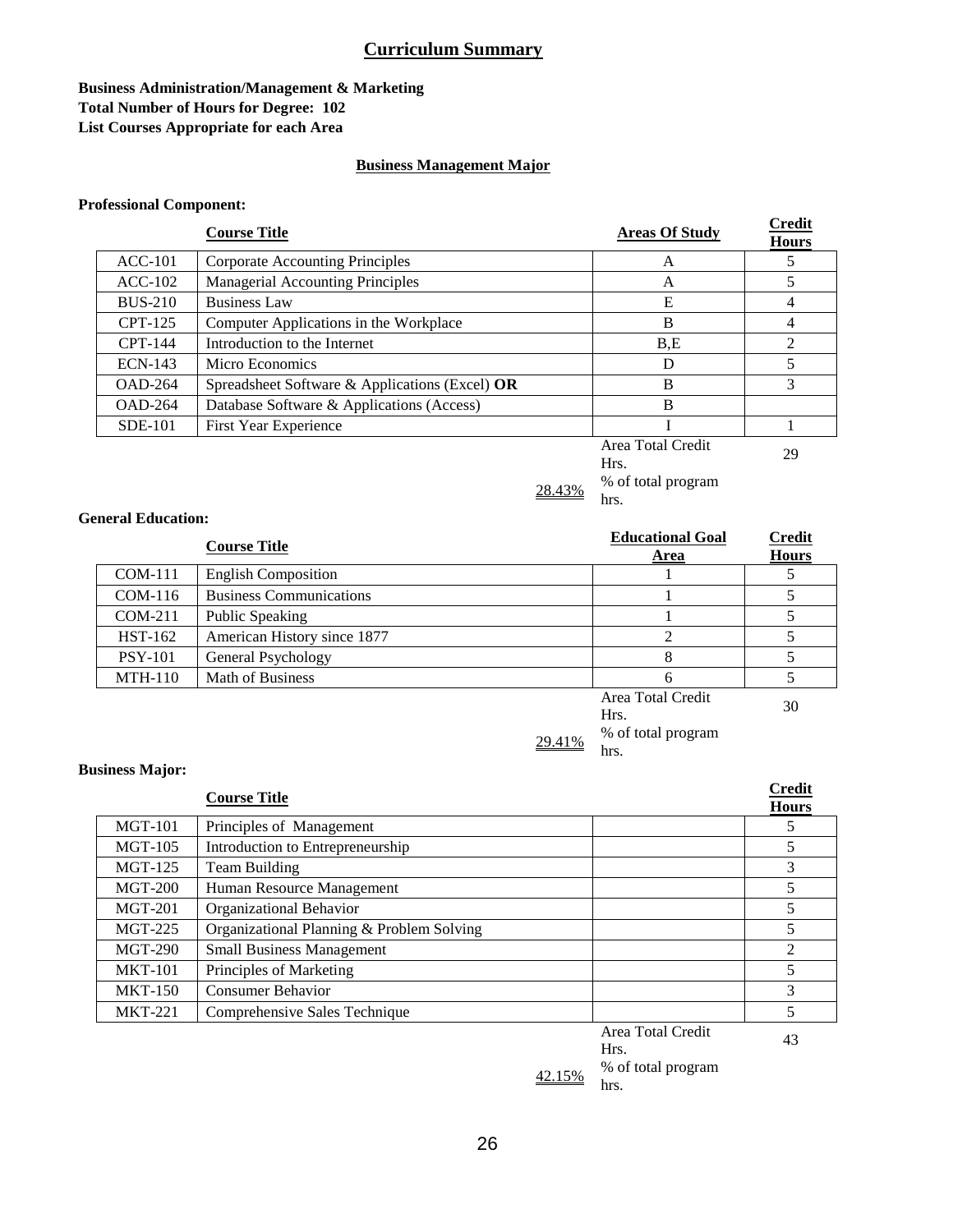# Curriculum Summary

**Business Administration/Management & Marketing**
**Total Number of Hours for Degree: 102**
**List Courses Appropriate for each Area**

## Business Management Major

**Professional Component:**

| | Course Title | Areas Of Study | Credit Hours |
|---|---|---|---|
| ACC-101 | Corporate Accounting Principles | A | 5 |
| ACC-102 | Managerial Accounting Principles | A | 5 |
| BUS-210 | Business Law | E | 4 |
| CPT-125 | Computer Applications in the Workplace | B | 4 |
| CPT-144 | Introduction to the Internet | B,E | 2 |
| ECN-143 | Micro Economics | D | 5 |
| OAD-264 | Spreadsheet Software & Applications (Excel) **OR** | B | 3 |
| OAD-264 | Database Software & Applications (Access) | B | |
| SDE-101 | First Year Experience | I | 1 |
| | | Area Total Credit Hrs. | 29 |
| | 28.43% | % of total program hrs. | |

**General Education:**

| | Course Title | Educational Goal Area | Credit Hours |
|---|---|---|---|
| COM-111 | English Composition | 1 | 5 |
| COM-116 | Business Communications | 1 | 5 |
| COM-211 | Public Speaking | 1 | 5 |
| HST-162 | American History since 1877 | 2 | 5 |
| PSY-101 | General Psychology | 8 | 5 |
| MTH-110 | Math of Business | 6 | 5 |
| | | Area Total Credit Hrs. | 30 |
| | 29.41% | % of total program hrs. | |

**Business Major:**

| | Course Title | | Credit Hours |
|---|---|---|---|
| MGT-101 | Principles of Management | | 5 |
| MGT-105 | Introduction to Entrepreneurship | | 5 |
| MGT-125 | Team Building | | 3 |
| MGT-200 | Human Resource Management | | 5 |
| MGT-201 | Organizational Behavior | | 5 |
| MGT-225 | Organizational Planning & Problem Solving | | 5 |
| MGT-290 | Small Business Management | | 2 |
| MKT-101 | Principles of Marketing | | 5 |
| MKT-150 | Consumer Behavior | | 3 |
| MKT-221 | Comprehensive Sales Technique | | 5 |
| | | Area Total Credit Hrs. | 43 |
| | 42.15% | % of total program hrs. | |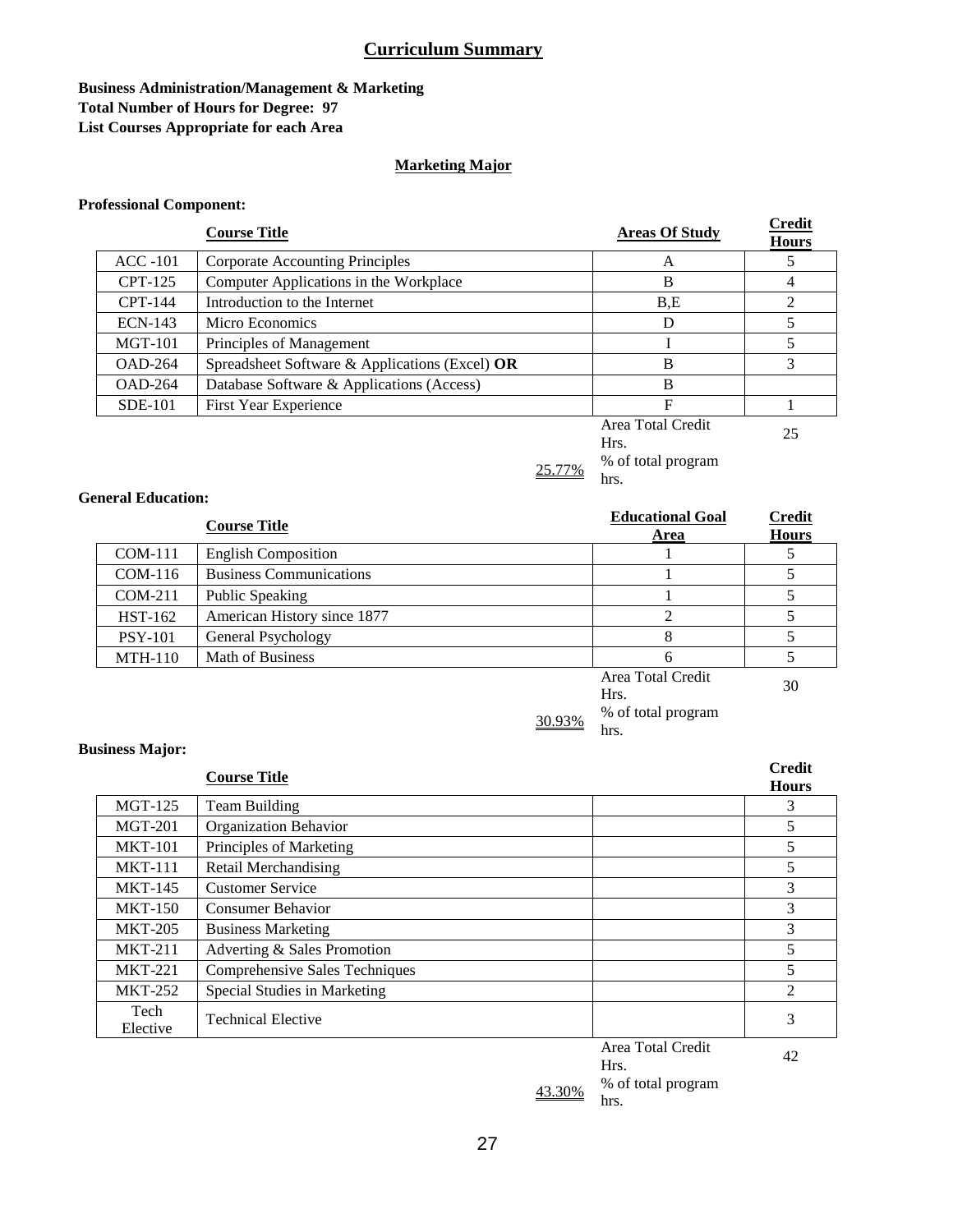# Curriculum Summary

**Business Administration/Management & Marketing**
**Total Number of Hours for Degree: 97**
**List Courses Appropriate for each Area**

## Marketing Major

**Professional Component:**

| | Course Title | Areas Of Study | Credit Hours |
|---|---|---|---|
| ACC -101 | Corporate Accounting Principles | A | 5 |
| CPT-125 | Computer Applications in the Workplace | B | 4 |
| CPT-144 | Introduction to the Internet | B,E | 2 |
| ECN-143 | Micro Economics | D | 5 |
| MGT-101 | Principles of Management | I | 5 |
| OAD-264 | Spreadsheet Software & Applications (Excel) **OR** | B | 3 |
| OAD-264 | Database Software & Applications (Access) | B | |
| SDE-101 | First Year Experience | F | 1 |
| | | Area Total Credit Hrs. | 25 |
| | 25.77% | % of total program hrs. | |

**General Education:**

| | Course Title | Educational Goal Area | Credit Hours |
|---|---|---|---|
| COM-111 | English Composition | 1 | 5 |
| COM-116 | Business Communications | 1 | 5 |
| COM-211 | Public Speaking | 1 | 5 |
| HST-162 | American History since 1877 | 2 | 5 |
| PSY-101 | General Psychology | 8 | 5 |
| MTH-110 | Math of Business | 6 | 5 |
| | | Area Total Credit Hrs. | 30 |
| | 30.93% | % of total program hrs. | |

**Business Major:**

| | Course Title | | Credit Hours |
|---|---|---|---|
| MGT-125 | Team Building | | 3 |
| MGT-201 | Organization Behavior | | 5 |
| MKT-101 | Principles of Marketing | | 5 |
| MKT-111 | Retail Merchandising | | 5 |
| MKT-145 | Customer Service | | 3 |
| MKT-150 | Consumer Behavior | | 3 |
| MKT-205 | Business Marketing | | 3 |
| MKT-211 | Adverting & Sales Promotion | | 5 |
| MKT-221 | Comprehensive Sales Techniques | | 5 |
| MKT-252 | Special Studies in Marketing | | 2 |
| Tech Elective | Technical Elective | | 3 |
| | | Area Total Credit Hrs. | 42 |
| | 43.30% | % of total program hrs. | |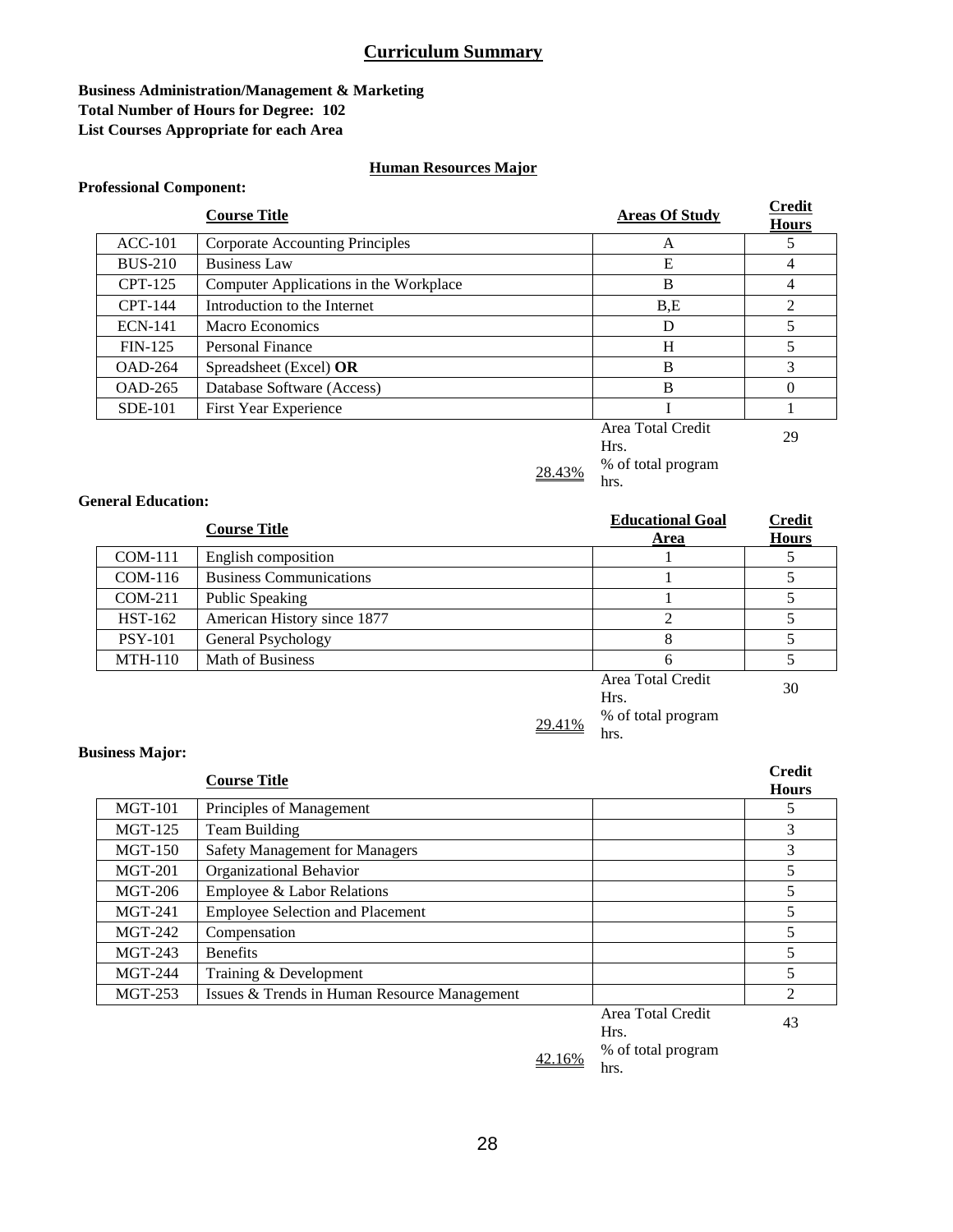## Curriculum Summary

**Business Administration/Management & Marketing**
**Total Number of Hours for Degree: 102**
**List Courses Appropriate for each Area**

### Human Resources Major

**Professional Component:**

| | Course Title | Areas Of Study | Credit Hours |
|---|---|---|---|
| ACC-101 | Corporate Accounting Principles | A | 5 |
| BUS-210 | Business Law | E | 4 |
| CPT-125 | Computer Applications in the Workplace | B | 4 |
| CPT-144 | Introduction to the Internet | B,E | 2 |
| ECN-141 | Macro Economics | D | 5 |
| FIN-125 | Personal Finance | H | 5 |
| OAD-264 | Spreadsheet (Excel) **OR** | B | 3 |
| OAD-265 | Database Software (Access) | B | 0 |
| SDE-101 | First Year Experience | I | 1 |
| | | Area Total Credit Hrs. | 29 |
| | 28.43% | % of total program hrs. | |

**General Education:**

| | Course Title | Educational Goal Area | Credit Hours |
|---|---|---|---|
| COM-111 | English composition | 1 | 5 |
| COM-116 | Business Communications | 1 | 5 |
| COM-211 | Public Speaking | 1 | 5 |
| HST-162 | American History since 1877 | 2 | 5 |
| PSY-101 | General Psychology | 8 | 5 |
| MTH-110 | Math of Business | 6 | 5 |
| | | Area Total Credit Hrs. | 30 |
| | 29.41% | % of total program hrs. | |

**Business Major:**

| | Course Title | | Credit Hours |
|---|---|---|---|
| MGT-101 | Principles of Management | | 5 |
| MGT-125 | Team Building | | 3 |
| MGT-150 | Safety Management for Managers | | 3 |
| MGT-201 | Organizational Behavior | | 5 |
| MGT-206 | Employee & Labor Relations | | 5 |
| MGT-241 | Employee Selection and Placement | | 5 |
| MGT-242 | Compensation | | 5 |
| MGT-243 | Benefits | | 5 |
| MGT-244 | Training & Development | | 5 |
| MGT-253 | Issues & Trends in Human Resource Management | | 2 |
| | | Area Total Credit Hrs. | 43 |
| | 42.16% | % of total program hrs. | |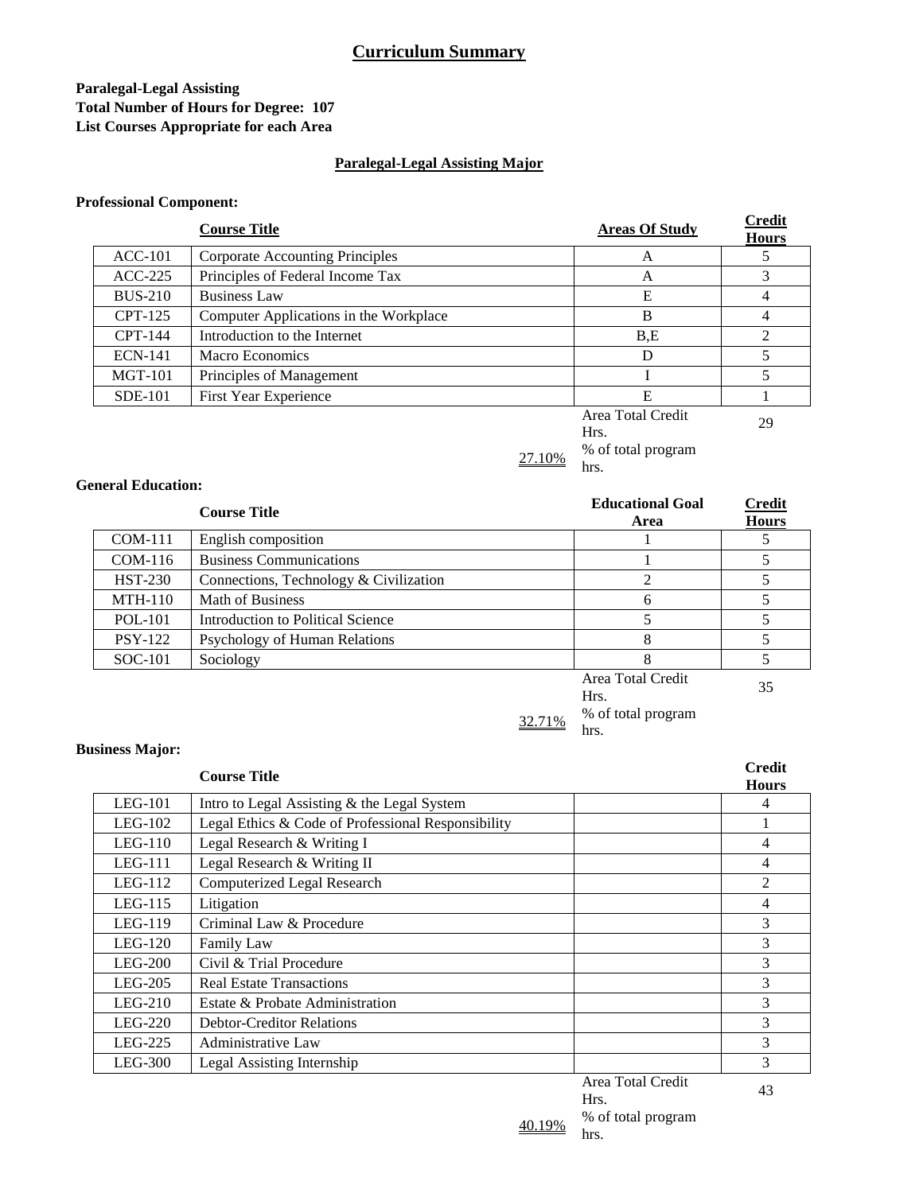## Curriculum Summary

**Paralegal-Legal Assisting**
**Total Number of Hours for Degree: 107**
**List Courses Appropriate for each Area**

### Paralegal-Legal Assisting Major

**Professional Component:**

| | Course Title | Areas Of Study | Credit Hours |
|---|---|---|---|
| ACC-101 | Corporate Accounting Principles | A | 5 |
| ACC-225 | Principles of Federal Income Tax | A | 3 |
| BUS-210 | Business Law | E | 4 |
| CPT-125 | Computer Applications in the Workplace | B | 4 |
| CPT-144 | Introduction to the Internet | B,E | 2 |
| ECN-141 | Macro Economics | D | 5 |
| MGT-101 | Principles of Management | I | 5 |
| SDE-101 | First Year Experience | E | 1 |
| | | Area Total Credit Hrs. | 29 |
| | 27.10% | % of total program hrs. | |

**General Education:**

| | Course Title | Educational Goal Area | Credit Hours |
|---|---|---|---|
| COM-111 | English composition | 1 | 5 |
| COM-116 | Business Communications | 1 | 5 |
| HST-230 | Connections, Technology & Civilization | 2 | 5 |
| MTH-110 | Math of Business | 6 | 5 |
| POL-101 | Introduction to Political Science | 5 | 5 |
| PSY-122 | Psychology of Human Relations | 8 | 5 |
| SOC-101 | Sociology | 8 | 5 |
| | | Area Total Credit Hrs. | 35 |
| | 32.71% | % of total program hrs. | |

**Business Major:**

| | Course Title | | Credit Hours |
|---|---|---|---|
| LEG-101 | Intro to Legal Assisting & the Legal System | | 4 |
| LEG-102 | Legal Ethics & Code of Professional Responsibility | | 1 |
| LEG-110 | Legal Research & Writing I | | 4 |
| LEG-111 | Legal Research & Writing II | | 4 |
| LEG-112 | Computerized Legal Research | | 2 |
| LEG-115 | Litigation | | 4 |
| LEG-119 | Criminal Law & Procedure | | 3 |
| LEG-120 | Family Law | | 3 |
| LEG-200 | Civil & Trial Procedure | | 3 |
| LEG-205 | Real Estate Transactions | | 3 |
| LEG-210 | Estate & Probate Administration | | 3 |
| LEG-220 | Debtor-Creditor Relations | | 3 |
| LEG-225 | Administrative Law | | 3 |
| LEG-300 | Legal Assisting Internship | | 3 |
| | | Area Total Credit Hrs. | 43 |
| | 40.19% | % of total program hrs. | |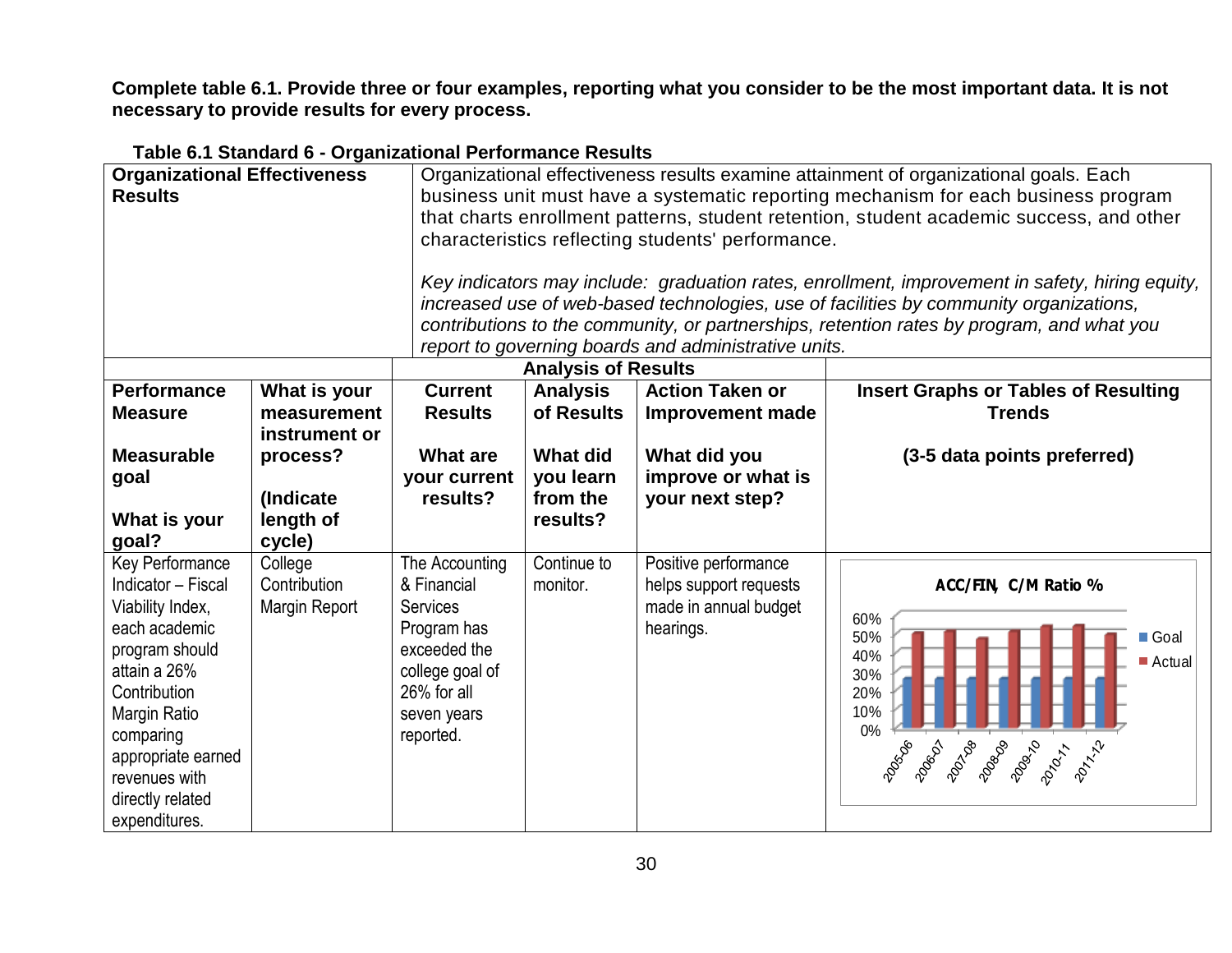**Complete table 6.1. Provide three or four examples, reporting what you consider to be the most important data. It is not necessary to provide results for every process.**

**Table 6.1 Standard 6 - Organizational Performance Results**

| **Organizational Effectiveness Results** | | Organizational effectiveness results examine attainment of organizational goals. Each business unit must have a systematic reporting mechanism for each business program that charts enrollment patterns, student retention, student academic success, and other characteristics reflecting students' performance.<br><br>*Key indicators may include: graduation rates, enrollment, improvement in safety, hiring equity, increased use of web-based technologies, use of facilities by community organizations, contributions to the community, or partnerships, retention rates by program, and what you report to governing boards and administrative units.* | | | |
|---|---|---|---|---|---|
| | | **Analysis of Results** | | | |
| **Performance Measure**<br><br>**Measurable goal**<br><br>**What is your goal?** | **What is your measurement instrument or process?**<br><br>**(Indicate length of cycle)** | **Current Results**<br><br>**What are your current results?** | **Analysis of Results**<br><br>**What did you learn from the results?** | **Action Taken or Improvement made**<br><br>**What did you improve or what is your next step?** | **Insert Graphs or Tables of Resulting Trends**<br><br>**(3-5 data points preferred)** |
| Key Performance Indicator – Fiscal Viability Index, each academic program should attain a 26% Contribution Margin Ratio comparing appropriate earned revenues with directly related expenditures. | College Contribution Margin Report | The Accounting & Financial Services Program has exceeded the college goal of 26% for all seven years reported. | Continue to monitor. | Positive performance helps support requests made in annual budget hearings. | ACC/FIN, C/M Ratio % (chart: Goal and Actual, 2005-06 through 2011-12; y-axis 0%–60%) |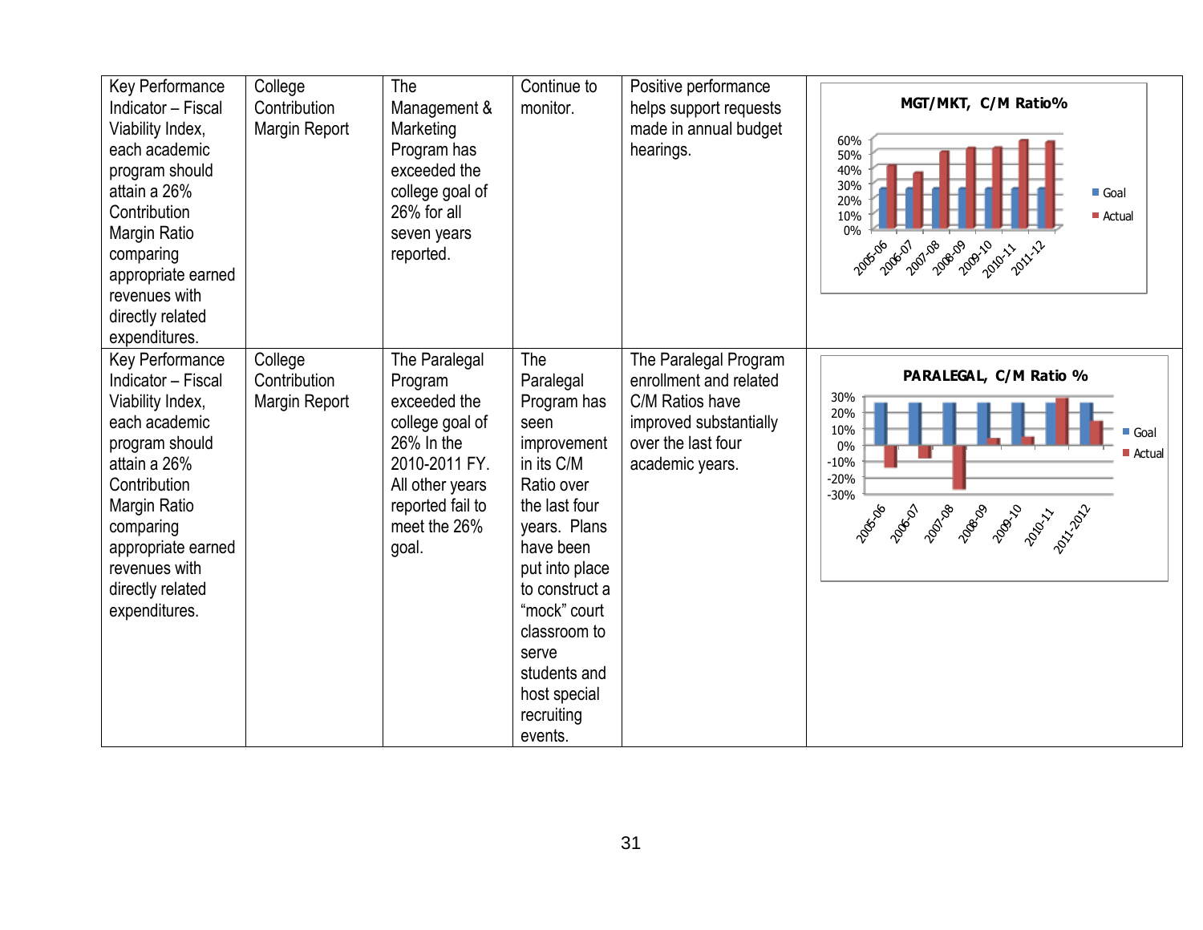| Key Performance Indicator – Fiscal Viability Index, each academic program should attain a 26% Contribution Margin Ratio comparing appropriate earned revenues with directly related expenditures. | College Contribution Margin Report | The Management & Marketing Program has exceeded the college goal of 26% for all seven years reported. | Continue to monitor. | Positive performance helps support requests made in annual budget hearings. | MGT/MKT, C/M Ratio% |
|---|---|---|---|---|---|
| Key Performance Indicator – Fiscal Viability Index, each academic program should attain a 26% Contribution Margin Ratio comparing appropriate earned revenues with directly related expenditures. | College Contribution Margin Report | The Paralegal Program exceeded the college goal of 26% In the 2010-2011 FY. All other years reported fail to meet the 26% goal. | The Paralegal Program has seen improvement in its C/M Ratio over the last four years. Plans have been put into place to construct a "mock" court classroom to serve students and host special recruiting events. | The Paralegal Program enrollment and related C/M Ratios have improved substantially over the last four academic years. | PARALEGAL, C/M Ratio % |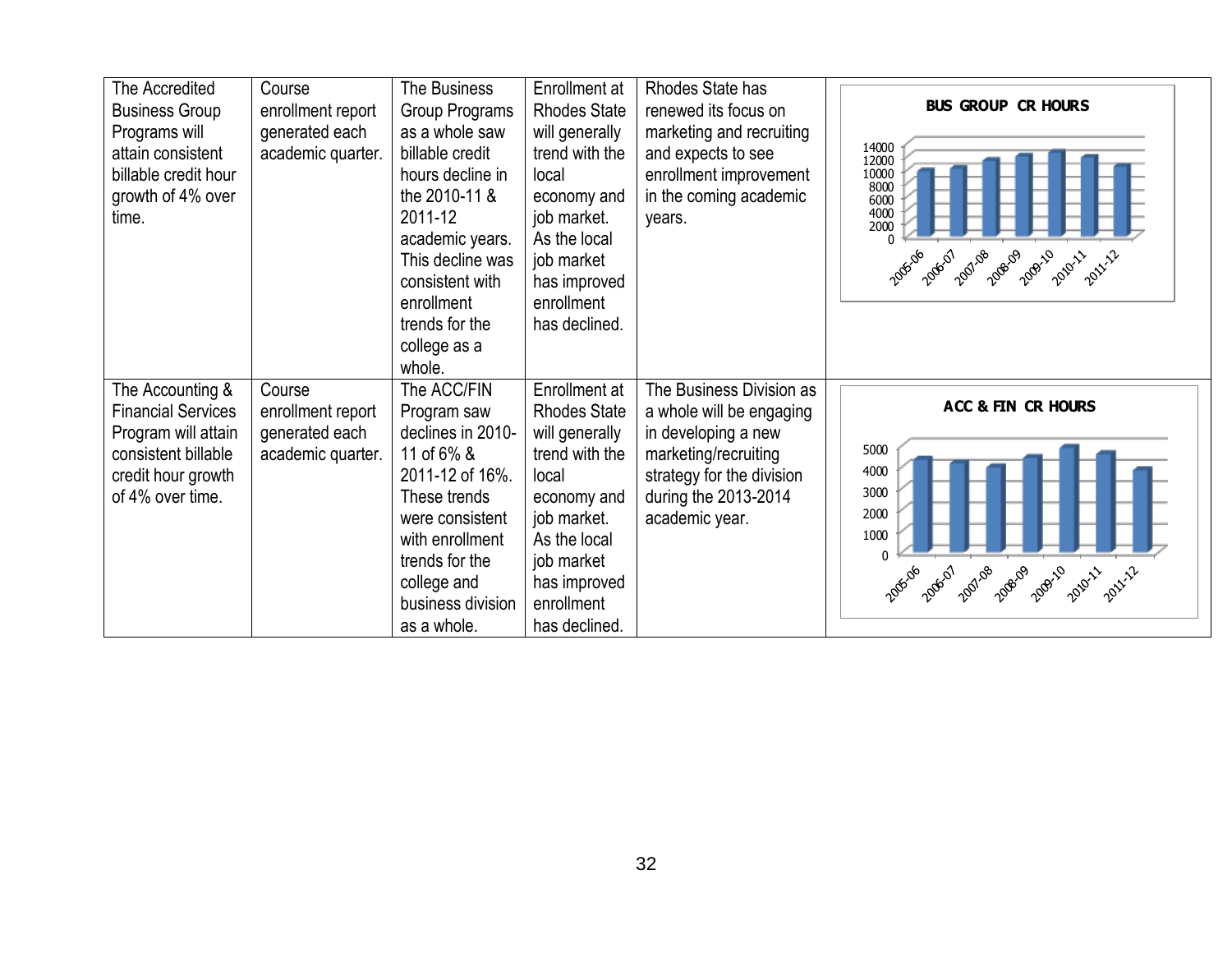| | | | | | |
|---|---|---|---|---|---|
| The Accredited Business Group Programs will attain consistent billable credit hour growth of 4% over time. | Course enrollment report generated each academic quarter. | The Business Group Programs as a whole saw billable credit hours decline in the 2010-11 & 2011-12 academic years. This decline was consistent with enrollment trends for the college as a whole. | Enrollment at Rhodes State will generally trend with the local economy and job market. As the local job market has improved enrollment has declined. | Rhodes State has renewed its focus on marketing and recruiting and expects to see enrollment improvement in the coming academic years. | BUS GROUP CR HOURS |
| The Accounting & Financial Services Program will attain consistent billable credit hour growth of 4% over time. | Course enrollment report generated each academic quarter. | The ACC/FIN Program saw declines in 2010-11 of 6% & 2011-12 of 16%. These trends were consistent with enrollment trends for the college and business division as a whole. | Enrollment at Rhodes State will generally trend with the local economy and job market. As the local job market has improved enrollment has declined. | The Business Division as a whole will be engaging in developing a new marketing/recruiting strategy for the division during the 2013-2014 academic year. | ACC & FIN CR HOURS |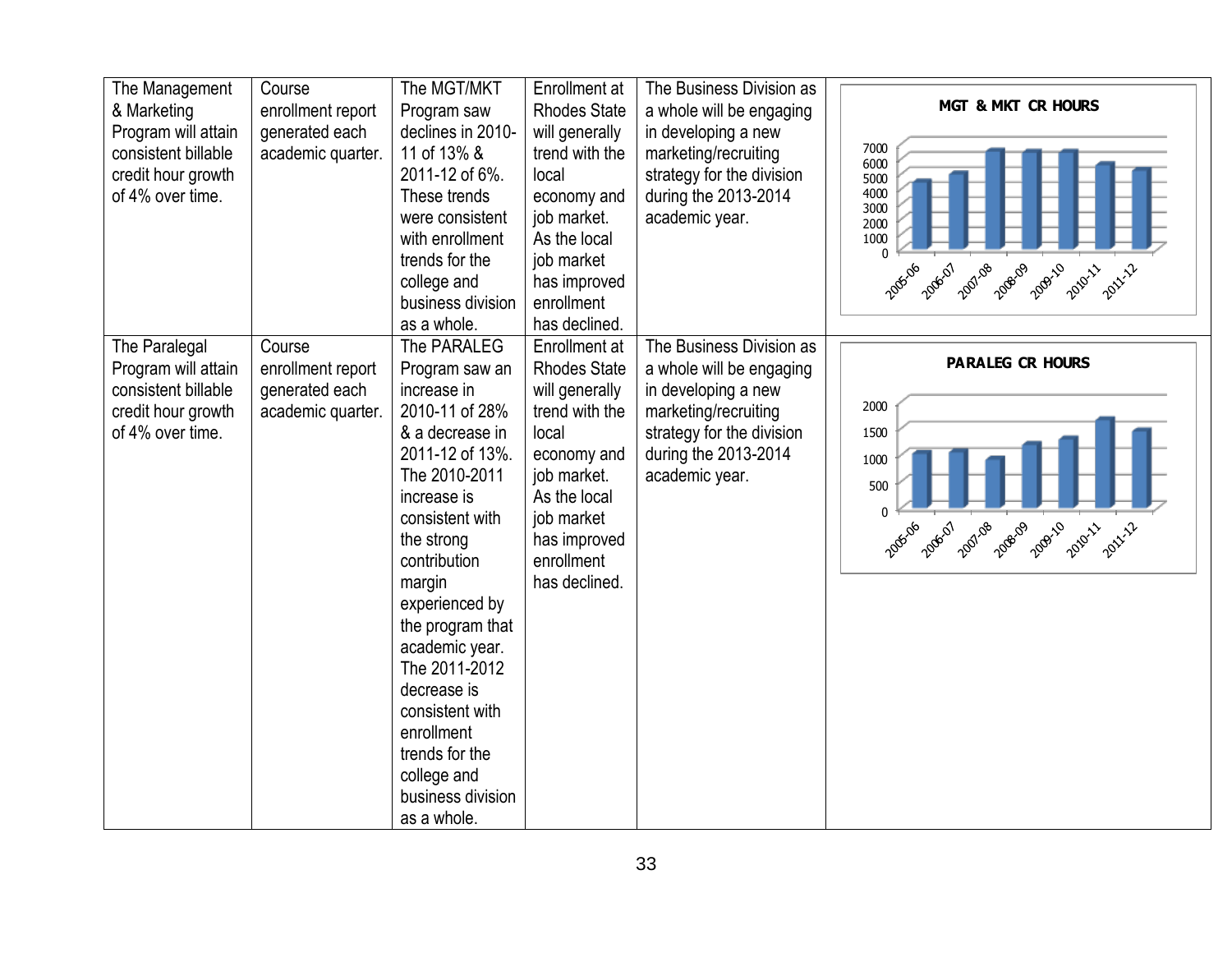| | | | | | |
|---|---|---|---|---|---|
| The Management & Marketing Program will attain consistent billable credit hour growth of 4% over time. | Course enrollment report generated each academic quarter. | The MGT/MKT Program saw declines in 2010-11 of 13% & 2011-12 of 6%. These trends were consistent with enrollment trends for the college and business division as a whole. | Enrollment at Rhodes State will generally trend with the local economy and job market. As the local job market has improved enrollment has declined. | The Business Division as a whole will be engaging in developing a new marketing/recruiting strategy for the division during the 2013-2014 academic year. | MGT & MKT CR HOURS (chart: 2005-06 through 2011-12; y-axis 0–7000) |
| The Paralegal Program will attain consistent billable credit hour growth of 4% over time. | Course enrollment report generated each academic quarter. | The PARALEG Program saw an increase in 2010-11 of 28% & a decrease in 2011-12 of 13%. The 2010-2011 increase is consistent with the strong contribution margin experienced by the program that academic year. The 2011-2012 decrease is consistent with enrollment trends for the college and business division as a whole. | Enrollment at Rhodes State will generally trend with the local economy and job market. As the local job market has improved enrollment has declined. | The Business Division as a whole will be engaging in developing a new marketing/recruiting strategy for the division during the 2013-2014 academic year. | PARALEG CR HOURS (chart: 2005-06 through 2011-12; y-axis 0–2000) |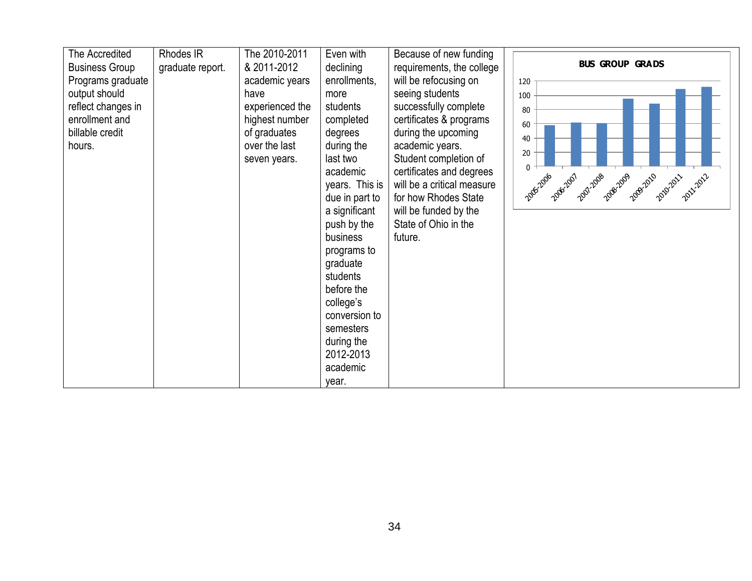| | | | | | |
|---|---|---|---|---|---|
| The Accredited Business Group Programs graduate output should reflect changes in enrollment and billable credit hours. | Rhodes IR graduate report. | The 2010-2011 & 2011-2012 academic years have experienced the highest number of graduates over the last seven years. | Even with declining enrollments, more students completed degrees during the last two academic years. This is due in part to a significant push by the business programs to graduate students before the college's conversion to semesters during the 2012-2013 academic year. | Because of new funding requirements, the college will be refocusing on seeing students successfully complete certificates & programs during the upcoming academic years. Student completion of certificates and degrees will be a critical measure for how Rhodes State will be funded by the State of Ohio in the future. | BUS GROUP GRADS<br>120<br>100<br>80<br>60<br>40<br>20<br>0<br>2005-2006 2006-2007 2007-2008 2008-2009 2009-2010 2010-2011 2011-2012 |